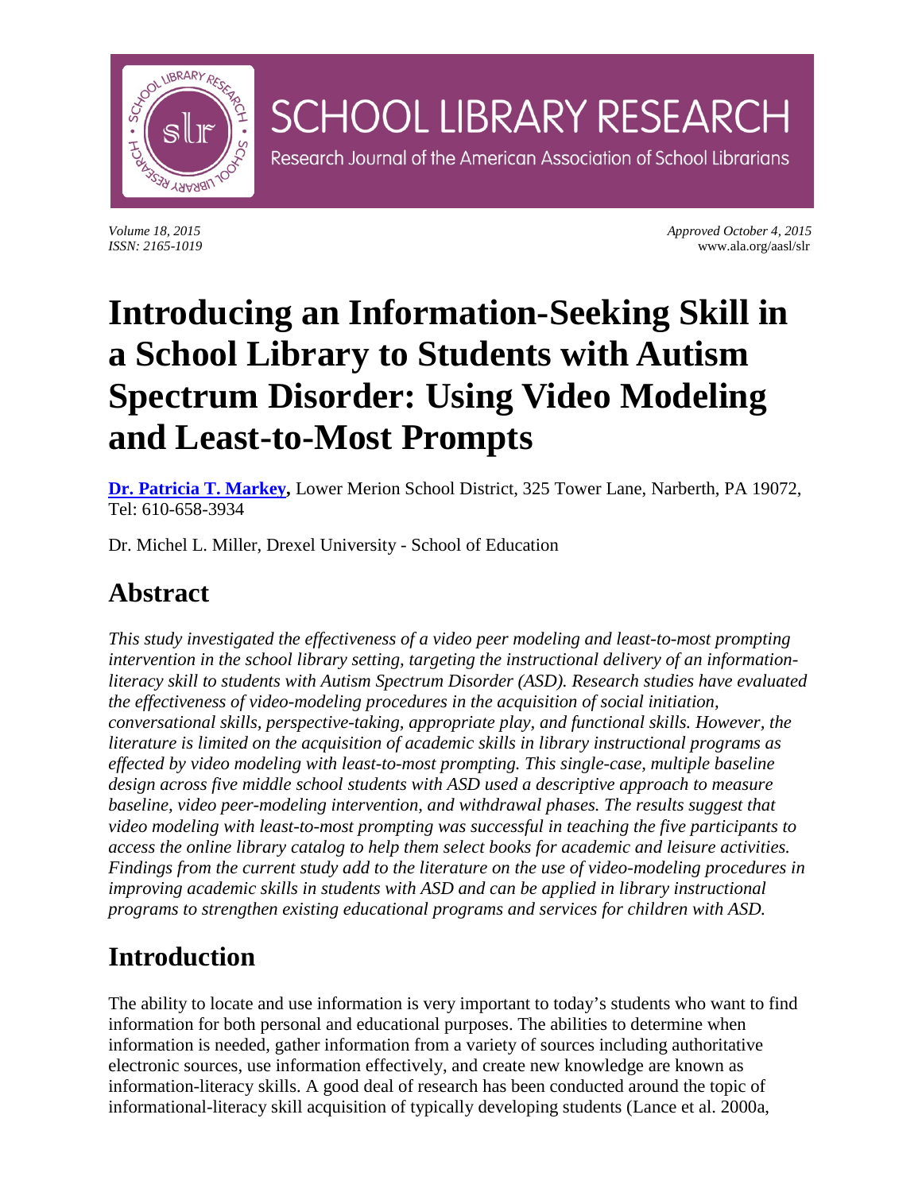# SCHOOL LIBRARY RESEARCH

Research Journal of the American Association of School Librarians

*Volume 18, 2015*
*ISSN: 2165-1019*

*Approved October 4, 2015*
www.ala.org/aasl/slr

# Introducing an Information-Seeking Skill in a School Library to Students with Autism Spectrum Disorder: Using Video Modeling and Least-to-Most Prompts

**Dr. Patricia T. Markey,** Lower Merion School District, 325 Tower Lane, Narberth, PA 19072, Tel: 610-658-3934

Dr. Michel L. Miller, Drexel University - School of Education

## Abstract

*This study investigated the effectiveness of a video peer modeling and least-to-most prompting intervention in the school library setting, targeting the instructional delivery of an information-literacy skill to students with Autism Spectrum Disorder (ASD). Research studies have evaluated the effectiveness of video-modeling procedures in the acquisition of social initiation, conversational skills, perspective-taking, appropriate play, and functional skills. However, the literature is limited on the acquisition of academic skills in library instructional programs as effected by video modeling with least-to-most prompting. This single-case, multiple baseline design across five middle school students with ASD used a descriptive approach to measure baseline, video peer-modeling intervention, and withdrawal phases. The results suggest that video modeling with least-to-most prompting was successful in teaching the five participants to access the online library catalog to help them select books for academic and leisure activities. Findings from the current study add to the literature on the use of video-modeling procedures in improving academic skills in students with ASD and can be applied in library instructional programs to strengthen existing educational programs and services for children with ASD.*

## Introduction

The ability to locate and use information is very important to today's students who want to find information for both personal and educational purposes. The abilities to determine when information is needed, gather information from a variety of sources including authoritative electronic sources, use information effectively, and create new knowledge are known as information-literacy skills. A good deal of research has been conducted around the topic of informational-literacy skill acquisition of typically developing students (Lance et al. 2000a,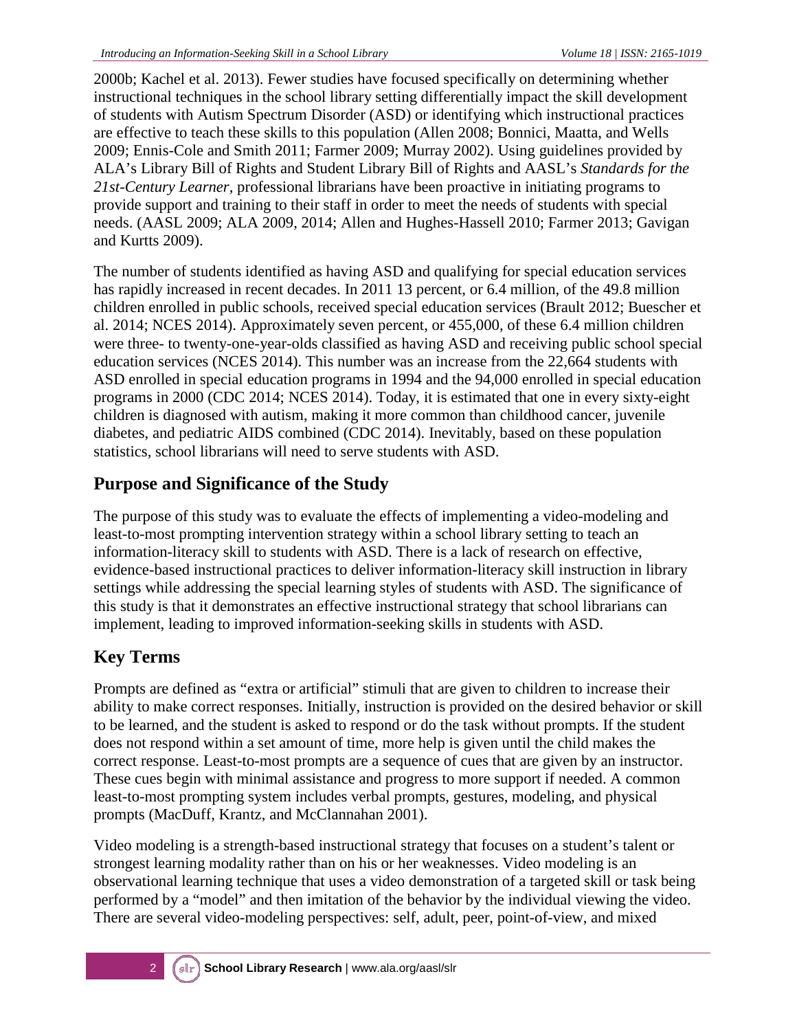2000b; Kachel et al. 2013). Fewer studies have focused specifically on determining whether instructional techniques in the school library setting differentially impact the skill development of students with Autism Spectrum Disorder (ASD) or identifying which instructional practices are effective to teach these skills to this population (Allen 2008; Bonnici, Maatta, and Wells 2009; Ennis-Cole and Smith 2011; Farmer 2009; Murray 2002). Using guidelines provided by ALA's Library Bill of Rights and Student Library Bill of Rights and AASL's *Standards for the 21st-Century Learner*, professional librarians have been proactive in initiating programs to provide support and training to their staff in order to meet the needs of students with special needs. (AASL 2009; ALA 2009, 2014; Allen and Hughes-Hassell 2010; Farmer 2013; Gavigan and Kurtts 2009).

The number of students identified as having ASD and qualifying for special education services has rapidly increased in recent decades. In 2011 13 percent, or 6.4 million, of the 49.8 million children enrolled in public schools, received special education services (Brault 2012; Buescher et al. 2014; NCES 2014). Approximately seven percent, or 455,000, of these 6.4 million children were three- to twenty-one-year-olds classified as having ASD and receiving public school special education services (NCES 2014). This number was an increase from the 22,664 students with ASD enrolled in special education programs in 1994 and the 94,000 enrolled in special education programs in 2000 (CDC 2014; NCES 2014). Today, it is estimated that one in every sixty-eight children is diagnosed with autism, making it more common than childhood cancer, juvenile diabetes, and pediatric AIDS combined (CDC 2014). Inevitably, based on these population statistics, school librarians will need to serve students with ASD.

## Purpose and Significance of the Study

The purpose of this study was to evaluate the effects of implementing a video-modeling and least-to-most prompting intervention strategy within a school library setting to teach an information-literacy skill to students with ASD. There is a lack of research on effective, evidence-based instructional practices to deliver information-literacy skill instruction in library settings while addressing the special learning styles of students with ASD. The significance of this study is that it demonstrates an effective instructional strategy that school librarians can implement, leading to improved information-seeking skills in students with ASD.

## Key Terms

Prompts are defined as "extra or artificial" stimuli that are given to children to increase their ability to make correct responses. Initially, instruction is provided on the desired behavior or skill to be learned, and the student is asked to respond or do the task without prompts. If the student does not respond within a set amount of time, more help is given until the child makes the correct response. Least-to-most prompts are a sequence of cues that are given by an instructor. These cues begin with minimal assistance and progress to more support if needed. A common least-to-most prompting system includes verbal prompts, gestures, modeling, and physical prompts (MacDuff, Krantz, and McClannahan 2001).

Video modeling is a strength-based instructional strategy that focuses on a student's talent or strongest learning modality rather than on his or her weaknesses. Video modeling is an observational learning technique that uses a video demonstration of a targeted skill or task being performed by a "model" and then imitation of the behavior by the individual viewing the video. There are several video-modeling perspectives: self, adult, peer, point-of-view, and mixed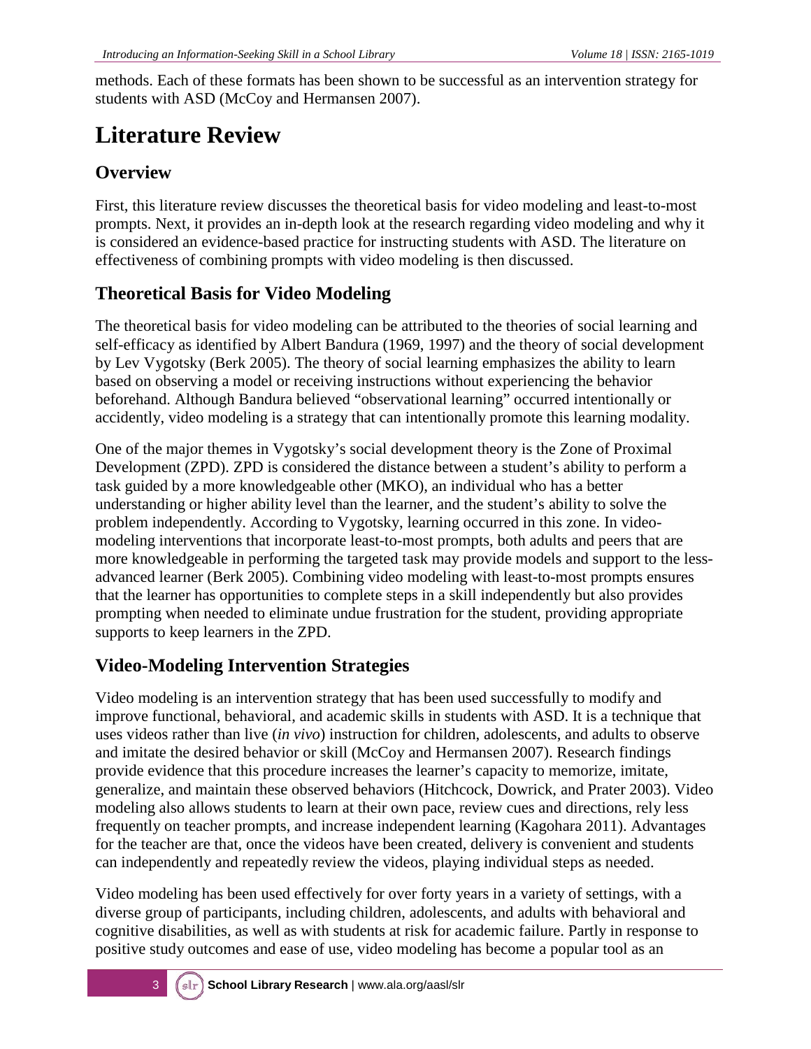methods. Each of these formats has been shown to be successful as an intervention strategy for students with ASD (McCoy and Hermansen 2007).

# Literature Review

## Overview

First, this literature review discusses the theoretical basis for video modeling and least-to-most prompts. Next, it provides an in-depth look at the research regarding video modeling and why it is considered an evidence-based practice for instructing students with ASD. The literature on effectiveness of combining prompts with video modeling is then discussed.

## Theoretical Basis for Video Modeling

The theoretical basis for video modeling can be attributed to the theories of social learning and self-efficacy as identified by Albert Bandura (1969, 1997) and the theory of social development by Lev Vygotsky (Berk 2005). The theory of social learning emphasizes the ability to learn based on observing a model or receiving instructions without experiencing the behavior beforehand. Although Bandura believed "observational learning" occurred intentionally or accidently, video modeling is a strategy that can intentionally promote this learning modality.

One of the major themes in Vygotsky's social development theory is the Zone of Proximal Development (ZPD). ZPD is considered the distance between a student's ability to perform a task guided by a more knowledgeable other (MKO), an individual who has a better understanding or higher ability level than the learner, and the student's ability to solve the problem independently. According to Vygotsky, learning occurred in this zone. In video-modeling interventions that incorporate least-to-most prompts, both adults and peers that are more knowledgeable in performing the targeted task may provide models and support to the less-advanced learner (Berk 2005). Combining video modeling with least-to-most prompts ensures that the learner has opportunities to complete steps in a skill independently but also provides prompting when needed to eliminate undue frustration for the student, providing appropriate supports to keep learners in the ZPD.

## Video-Modeling Intervention Strategies

Video modeling is an intervention strategy that has been used successfully to modify and improve functional, behavioral, and academic skills in students with ASD. It is a technique that uses videos rather than live (*in vivo*) instruction for children, adolescents, and adults to observe and imitate the desired behavior or skill (McCoy and Hermansen 2007). Research findings provide evidence that this procedure increases the learner's capacity to memorize, imitate, generalize, and maintain these observed behaviors (Hitchcock, Dowrick, and Prater 2003). Video modeling also allows students to learn at their own pace, review cues and directions, rely less frequently on teacher prompts, and increase independent learning (Kagohara 2011). Advantages for the teacher are that, once the videos have been created, delivery is convenient and students can independently and repeatedly review the videos, playing individual steps as needed.

Video modeling has been used effectively for over forty years in a variety of settings, with a diverse group of participants, including children, adolescents, and adults with behavioral and cognitive disabilities, as well as with students at risk for academic failure. Partly in response to positive study outcomes and ease of use, video modeling has become a popular tool as an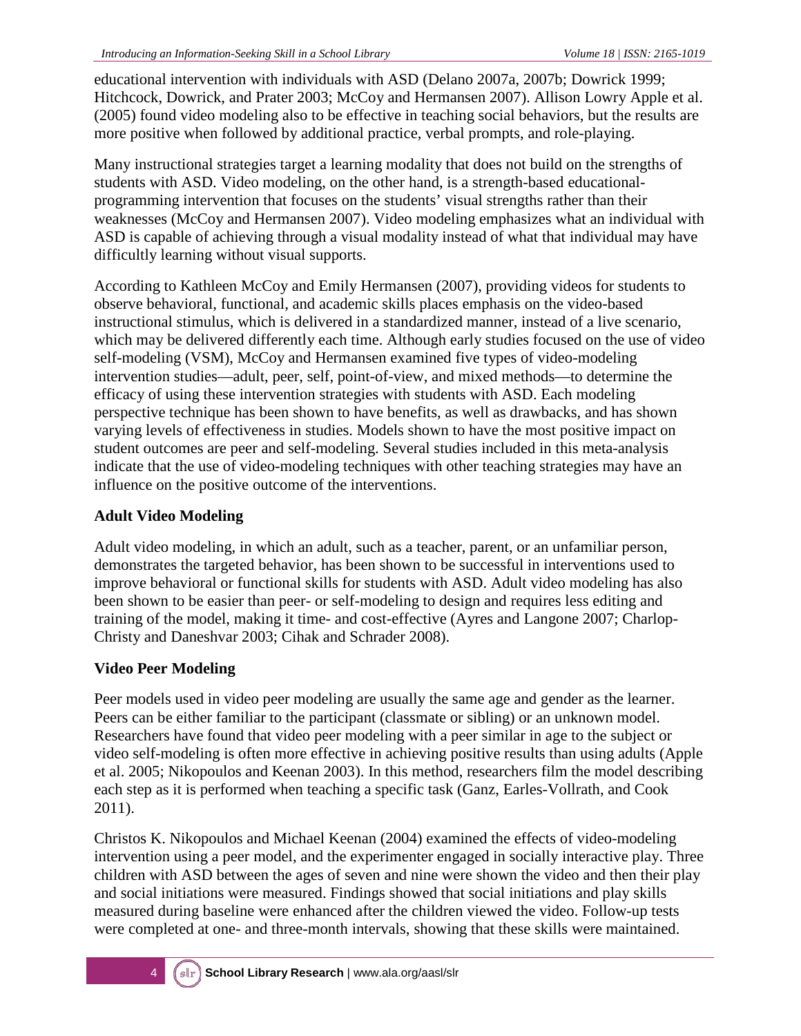educational intervention with individuals with ASD (Delano 2007a, 2007b; Dowrick 1999; Hitchcock, Dowrick, and Prater 2003; McCoy and Hermansen 2007). Allison Lowry Apple et al. (2005) found video modeling also to be effective in teaching social behaviors, but the results are more positive when followed by additional practice, verbal prompts, and role-playing.

Many instructional strategies target a learning modality that does not build on the strengths of students with ASD. Video modeling, on the other hand, is a strength-based educational-programming intervention that focuses on the students' visual strengths rather than their weaknesses (McCoy and Hermansen 2007). Video modeling emphasizes what an individual with ASD is capable of achieving through a visual modality instead of what that individual may have difficultly learning without visual supports.

According to Kathleen McCoy and Emily Hermansen (2007), providing videos for students to observe behavioral, functional, and academic skills places emphasis on the video-based instructional stimulus, which is delivered in a standardized manner, instead of a live scenario, which may be delivered differently each time. Although early studies focused on the use of video self-modeling (VSM), McCoy and Hermansen examined five types of video-modeling intervention studies—adult, peer, self, point-of-view, and mixed methods—to determine the efficacy of using these intervention strategies with students with ASD. Each modeling perspective technique has been shown to have benefits, as well as drawbacks, and has shown varying levels of effectiveness in studies. Models shown to have the most positive impact on student outcomes are peer and self-modeling. Several studies included in this meta-analysis indicate that the use of video-modeling techniques with other teaching strategies may have an influence on the positive outcome of the interventions.

### Adult Video Modeling

Adult video modeling, in which an adult, such as a teacher, parent, or an unfamiliar person, demonstrates the targeted behavior, has been shown to be successful in interventions used to improve behavioral or functional skills for students with ASD. Adult video modeling has also been shown to be easier than peer- or self-modeling to design and requires less editing and training of the model, making it time- and cost-effective (Ayres and Langone 2007; Charlop-Christy and Daneshvar 2003; Cihak and Schrader 2008).

### Video Peer Modeling

Peer models used in video peer modeling are usually the same age and gender as the learner. Peers can be either familiar to the participant (classmate or sibling) or an unknown model. Researchers have found that video peer modeling with a peer similar in age to the subject or video self-modeling is often more effective in achieving positive results than using adults (Apple et al. 2005; Nikopoulos and Keenan 2003). In this method, researchers film the model describing each step as it is performed when teaching a specific task (Ganz, Earles-Vollrath, and Cook 2011).

Christos K. Nikopoulos and Michael Keenan (2004) examined the effects of video-modeling intervention using a peer model, and the experimenter engaged in socially interactive play. Three children with ASD between the ages of seven and nine were shown the video and then their play and social initiations were measured. Findings showed that social initiations and play skills measured during baseline were enhanced after the children viewed the video. Follow-up tests were completed at one- and three-month intervals, showing that these skills were maintained.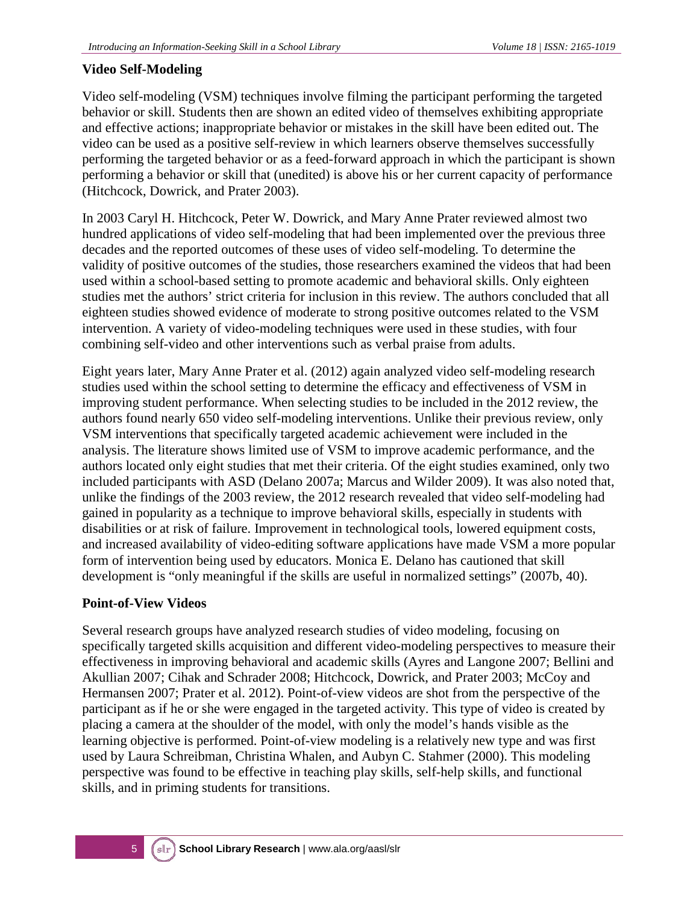## Video Self-Modeling

Video self-modeling (VSM) techniques involve filming the participant performing the targeted behavior or skill. Students then are shown an edited video of themselves exhibiting appropriate and effective actions; inappropriate behavior or mistakes in the skill have been edited out. The video can be used as a positive self-review in which learners observe themselves successfully performing the targeted behavior or as a feed-forward approach in which the participant is shown performing a behavior or skill that (unedited) is above his or her current capacity of performance (Hitchcock, Dowrick, and Prater 2003).

In 2003 Caryl H. Hitchcock, Peter W. Dowrick, and Mary Anne Prater reviewed almost two hundred applications of video self-modeling that had been implemented over the previous three decades and the reported outcomes of these uses of video self-modeling. To determine the validity of positive outcomes of the studies, those researchers examined the videos that had been used within a school-based setting to promote academic and behavioral skills. Only eighteen studies met the authors' strict criteria for inclusion in this review. The authors concluded that all eighteen studies showed evidence of moderate to strong positive outcomes related to the VSM intervention. A variety of video-modeling techniques were used in these studies, with four combining self-video and other interventions such as verbal praise from adults.

Eight years later, Mary Anne Prater et al. (2012) again analyzed video self-modeling research studies used within the school setting to determine the efficacy and effectiveness of VSM in improving student performance. When selecting studies to be included in the 2012 review, the authors found nearly 650 video self-modeling interventions. Unlike their previous review, only VSM interventions that specifically targeted academic achievement were included in the analysis. The literature shows limited use of VSM to improve academic performance, and the authors located only eight studies that met their criteria. Of the eight studies examined, only two included participants with ASD (Delano 2007a; Marcus and Wilder 2009). It was also noted that, unlike the findings of the 2003 review, the 2012 research revealed that video self-modeling had gained in popularity as a technique to improve behavioral skills, especially in students with disabilities or at risk of failure. Improvement in technological tools, lowered equipment costs, and increased availability of video-editing software applications have made VSM a more popular form of intervention being used by educators. Monica E. Delano has cautioned that skill development is "only meaningful if the skills are useful in normalized settings" (2007b, 40).

## Point-of-View Videos

Several research groups have analyzed research studies of video modeling, focusing on specifically targeted skills acquisition and different video-modeling perspectives to measure their effectiveness in improving behavioral and academic skills (Ayres and Langone 2007; Bellini and Akullian 2007; Cihak and Schrader 2008; Hitchcock, Dowrick, and Prater 2003; McCoy and Hermansen 2007; Prater et al. 2012). Point-of-view videos are shot from the perspective of the participant as if he or she were engaged in the targeted activity. This type of video is created by placing a camera at the shoulder of the model, with only the model's hands visible as the learning objective is performed. Point-of-view modeling is a relatively new type and was first used by Laura Schreibman, Christina Whalen, and Aubyn C. Stahmer (2000). This modeling perspective was found to be effective in teaching play skills, self-help skills, and functional skills, and in priming students for transitions.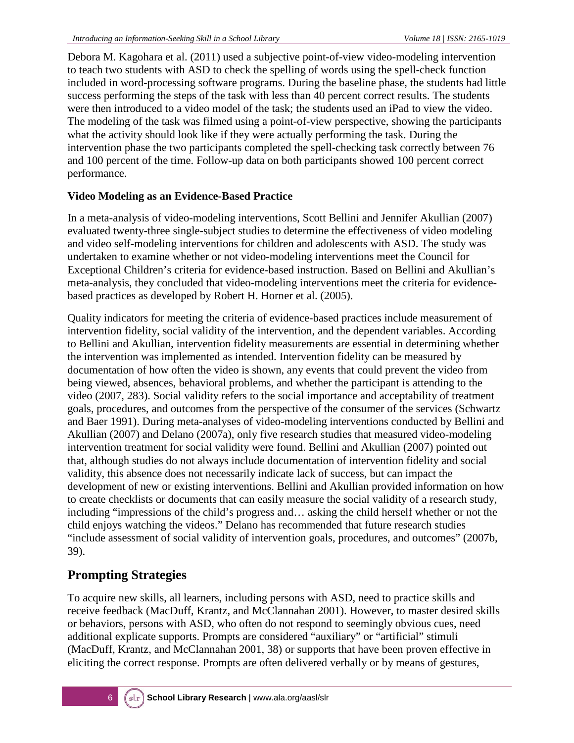Debora M. Kagohara et al. (2011) used a subjective point-of-view video-modeling intervention to teach two students with ASD to check the spelling of words using the spell-check function included in word-processing software programs. During the baseline phase, the students had little success performing the steps of the task with less than 40 percent correct results. The students were then introduced to a video model of the task; the students used an iPad to view the video. The modeling of the task was filmed using a point-of-view perspective, showing the participants what the activity should look like if they were actually performing the task. During the intervention phase the two participants completed the spell-checking task correctly between 76 and 100 percent of the time. Follow-up data on both participants showed 100 percent correct performance.

### Video Modeling as an Evidence-Based Practice

In a meta-analysis of video-modeling interventions, Scott Bellini and Jennifer Akullian (2007) evaluated twenty-three single-subject studies to determine the effectiveness of video modeling and video self-modeling interventions for children and adolescents with ASD. The study was undertaken to examine whether or not video-modeling interventions meet the Council for Exceptional Children's criteria for evidence-based instruction. Based on Bellini and Akullian's meta-analysis, they concluded that video-modeling interventions meet the criteria for evidence-based practices as developed by Robert H. Horner et al. (2005).

Quality indicators for meeting the criteria of evidence-based practices include measurement of intervention fidelity, social validity of the intervention, and the dependent variables. According to Bellini and Akullian, intervention fidelity measurements are essential in determining whether the intervention was implemented as intended. Intervention fidelity can be measured by documentation of how often the video is shown, any events that could prevent the video from being viewed, absences, behavioral problems, and whether the participant is attending to the video (2007, 283). Social validity refers to the social importance and acceptability of treatment goals, procedures, and outcomes from the perspective of the consumer of the services (Schwartz and Baer 1991). During meta-analyses of video-modeling interventions conducted by Bellini and Akullian (2007) and Delano (2007a), only five research studies that measured video-modeling intervention treatment for social validity were found. Bellini and Akullian (2007) pointed out that, although studies do not always include documentation of intervention fidelity and social validity, this absence does not necessarily indicate lack of success, but can impact the development of new or existing interventions. Bellini and Akullian provided information on how to create checklists or documents that can easily measure the social validity of a research study, including "impressions of the child's progress and… asking the child herself whether or not the child enjoys watching the videos." Delano has recommended that future research studies "include assessment of social validity of intervention goals, procedures, and outcomes" (2007b, 39).

## Prompting Strategies

To acquire new skills, all learners, including persons with ASD, need to practice skills and receive feedback (MacDuff, Krantz, and McClannahan 2001). However, to master desired skills or behaviors, persons with ASD, who often do not respond to seemingly obvious cues, need additional explicate supports. Prompts are considered "auxiliary" or "artificial" stimuli (MacDuff, Krantz, and McClannahan 2001, 38) or supports that have been proven effective in eliciting the correct response. Prompts are often delivered verbally or by means of gestures,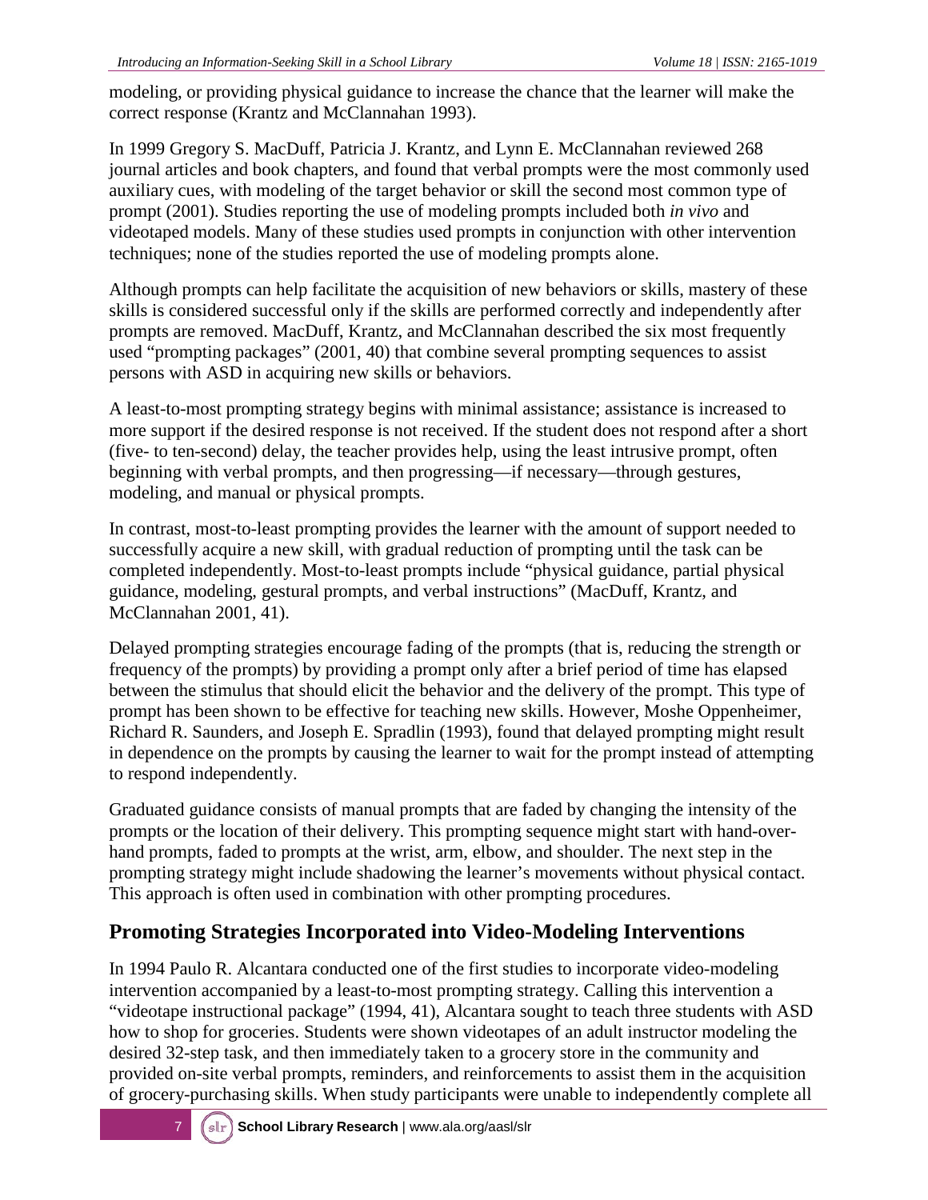modeling, or providing physical guidance to increase the chance that the learner will make the correct response (Krantz and McClannahan 1993).

In 1999 Gregory S. MacDuff, Patricia J. Krantz, and Lynn E. McClannahan reviewed 268 journal articles and book chapters, and found that verbal prompts were the most commonly used auxiliary cues, with modeling of the target behavior or skill the second most common type of prompt (2001). Studies reporting the use of modeling prompts included both *in vivo* and videotaped models. Many of these studies used prompts in conjunction with other intervention techniques; none of the studies reported the use of modeling prompts alone.

Although prompts can help facilitate the acquisition of new behaviors or skills, mastery of these skills is considered successful only if the skills are performed correctly and independently after prompts are removed. MacDuff, Krantz, and McClannahan described the six most frequently used "prompting packages" (2001, 40) that combine several prompting sequences to assist persons with ASD in acquiring new skills or behaviors.

A least-to-most prompting strategy begins with minimal assistance; assistance is increased to more support if the desired response is not received. If the student does not respond after a short (five- to ten-second) delay, the teacher provides help, using the least intrusive prompt, often beginning with verbal prompts, and then progressing—if necessary—through gestures, modeling, and manual or physical prompts.

In contrast, most-to-least prompting provides the learner with the amount of support needed to successfully acquire a new skill, with gradual reduction of prompting until the task can be completed independently. Most-to-least prompts include "physical guidance, partial physical guidance, modeling, gestural prompts, and verbal instructions" (MacDuff, Krantz, and McClannahan 2001, 41).

Delayed prompting strategies encourage fading of the prompts (that is, reducing the strength or frequency of the prompts) by providing a prompt only after a brief period of time has elapsed between the stimulus that should elicit the behavior and the delivery of the prompt. This type of prompt has been shown to be effective for teaching new skills. However, Moshe Oppenheimer, Richard R. Saunders, and Joseph E. Spradlin (1993), found that delayed prompting might result in dependence on the prompts by causing the learner to wait for the prompt instead of attempting to respond independently.

Graduated guidance consists of manual prompts that are faded by changing the intensity of the prompts or the location of their delivery. This prompting sequence might start with hand-over-hand prompts, faded to prompts at the wrist, arm, elbow, and shoulder. The next step in the prompting strategy might include shadowing the learner's movements without physical contact. This approach is often used in combination with other prompting procedures.

## Promoting Strategies Incorporated into Video-Modeling Interventions

In 1994 Paulo R. Alcantara conducted one of the first studies to incorporate video-modeling intervention accompanied by a least-to-most prompting strategy. Calling this intervention a "videotape instructional package" (1994, 41), Alcantara sought to teach three students with ASD how to shop for groceries. Students were shown videotapes of an adult instructor modeling the desired 32-step task, and then immediately taken to a grocery store in the community and provided on-site verbal prompts, reminders, and reinforcements to assist them in the acquisition of grocery-purchasing skills. When study participants were unable to independently complete all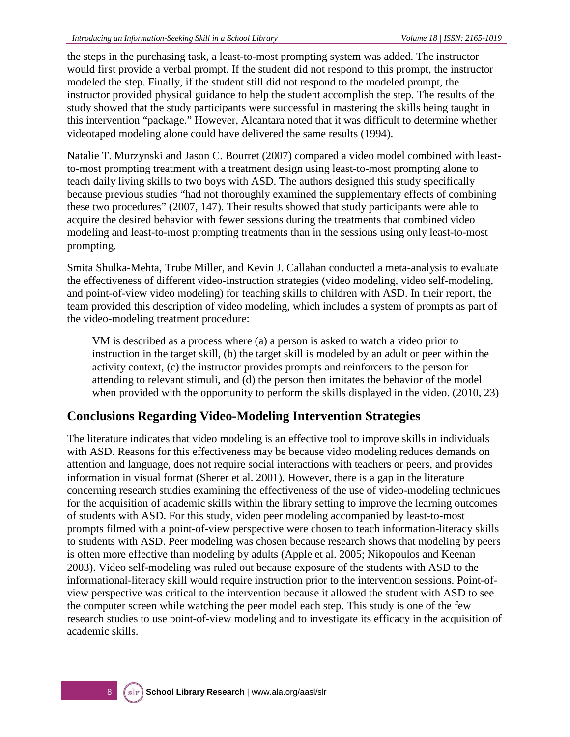the steps in the purchasing task, a least-to-most prompting system was added. The instructor would first provide a verbal prompt. If the student did not respond to this prompt, the instructor modeled the step. Finally, if the student still did not respond to the modeled prompt, the instructor provided physical guidance to help the student accomplish the step. The results of the study showed that the study participants were successful in mastering the skills being taught in this intervention "package." However, Alcantara noted that it was difficult to determine whether videotaped modeling alone could have delivered the same results (1994).

Natalie T. Murzynski and Jason C. Bourret (2007) compared a video model combined with least-to-most prompting treatment with a treatment design using least-to-most prompting alone to teach daily living skills to two boys with ASD. The authors designed this study specifically because previous studies "had not thoroughly examined the supplementary effects of combining these two procedures" (2007, 147). Their results showed that study participants were able to acquire the desired behavior with fewer sessions during the treatments that combined video modeling and least-to-most prompting treatments than in the sessions using only least-to-most prompting.

Smita Shulka-Mehta, Trube Miller, and Kevin J. Callahan conducted a meta-analysis to evaluate the effectiveness of different video-instruction strategies (video modeling, video self-modeling, and point-of-view video modeling) for teaching skills to children with ASD. In their report, the team provided this description of video modeling, which includes a system of prompts as part of the video-modeling treatment procedure:

> VM is described as a process where (a) a person is asked to watch a video prior to instruction in the target skill, (b) the target skill is modeled by an adult or peer within the activity context, (c) the instructor provides prompts and reinforcers to the person for attending to relevant stimuli, and (d) the person then imitates the behavior of the model when provided with the opportunity to perform the skills displayed in the video. (2010, 23)

## Conclusions Regarding Video-Modeling Intervention Strategies

The literature indicates that video modeling is an effective tool to improve skills in individuals with ASD. Reasons for this effectiveness may be because video modeling reduces demands on attention and language, does not require social interactions with teachers or peers, and provides information in visual format (Sherer et al. 2001). However, there is a gap in the literature concerning research studies examining the effectiveness of the use of video-modeling techniques for the acquisition of academic skills within the library setting to improve the learning outcomes of students with ASD. For this study, video peer modeling accompanied by least-to-most prompts filmed with a point-of-view perspective were chosen to teach information-literacy skills to students with ASD. Peer modeling was chosen because research shows that modeling by peers is often more effective than modeling by adults (Apple et al. 2005; Nikopoulos and Keenan 2003). Video self-modeling was ruled out because exposure of the students with ASD to the informational-literacy skill would require instruction prior to the intervention sessions. Point-of-view perspective was critical to the intervention because it allowed the student with ASD to see the computer screen while watching the peer model each step. This study is one of the few research studies to use point-of-view modeling and to investigate its efficacy in the acquisition of academic skills.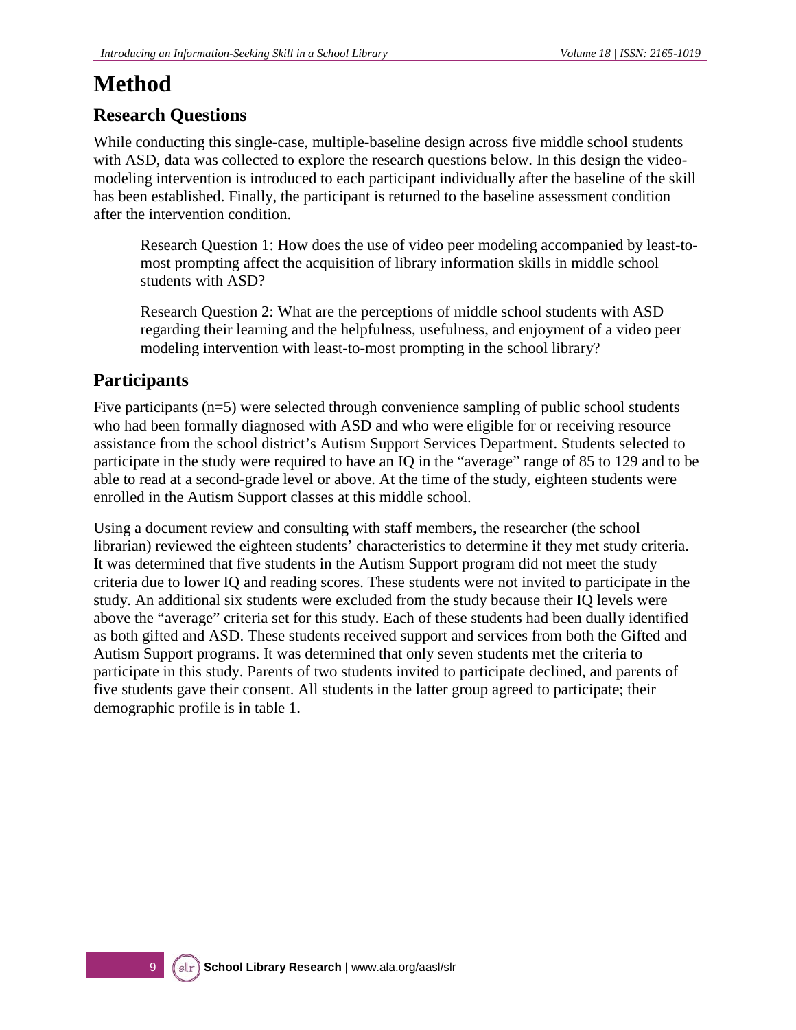# Method

## Research Questions

While conducting this single-case, multiple-baseline design across five middle school students with ASD, data was collected to explore the research questions below. In this design the video-modeling intervention is introduced to each participant individually after the baseline of the skill has been established. Finally, the participant is returned to the baseline assessment condition after the intervention condition.

> Research Question 1: How does the use of video peer modeling accompanied by least-to-most prompting affect the acquisition of library information skills in middle school students with ASD?
>
> Research Question 2: What are the perceptions of middle school students with ASD regarding their learning and the helpfulness, usefulness, and enjoyment of a video peer modeling intervention with least-to-most prompting in the school library?

## Participants

Five participants (n=5) were selected through convenience sampling of public school students who had been formally diagnosed with ASD and who were eligible for or receiving resource assistance from the school district's Autism Support Services Department. Students selected to participate in the study were required to have an IQ in the "average" range of 85 to 129 and to be able to read at a second-grade level or above. At the time of the study, eighteen students were enrolled in the Autism Support classes at this middle school.

Using a document review and consulting with staff members, the researcher (the school librarian) reviewed the eighteen students' characteristics to determine if they met study criteria. It was determined that five students in the Autism Support program did not meet the study criteria due to lower IQ and reading scores. These students were not invited to participate in the study. An additional six students were excluded from the study because their IQ levels were above the "average" criteria set for this study. Each of these students had been dually identified as both gifted and ASD. These students received support and services from both the Gifted and Autism Support programs. It was determined that only seven students met the criteria to participate in this study. Parents of two students invited to participate declined, and parents of five students gave their consent. All students in the latter group agreed to participate; their demographic profile is in table 1.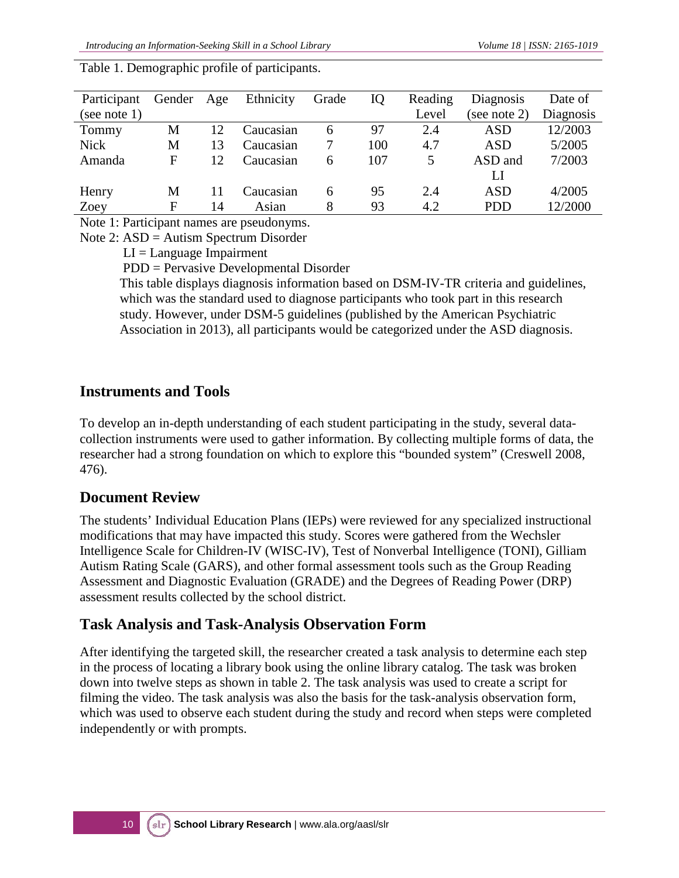Table 1. Demographic profile of participants.

| Participant (see note 1) | Gender | Age | Ethnicity | Grade | IQ | Reading Level | Diagnosis (see note 2) | Date of Diagnosis |
|---|---|---|---|---|---|---|---|---|
| Tommy | M | 12 | Caucasian | 6 | 97 | 2.4 | ASD | 12/2003 |
| Nick | M | 13 | Caucasian | 7 | 100 | 4.7 | ASD | 5/2005 |
| Amanda | F | 12 | Caucasian | 6 | 107 | 5 | ASD and LI | 7/2003 |
| Henry | M | 11 | Caucasian | 6 | 95 | 2.4 | ASD | 4/2005 |
| Zoey | F | 14 | Asian | 8 | 93 | 4.2 | PDD | 12/2000 |

Note 1: Participant names are pseudonyms.

Note 2: ASD = Autism Spectrum Disorder

LI = Language Impairment

PDD = Pervasive Developmental Disorder

This table displays diagnosis information based on DSM-IV-TR criteria and guidelines, which was the standard used to diagnose participants who took part in this research study. However, under DSM-5 guidelines (published by the American Psychiatric Association in 2013), all participants would be categorized under the ASD diagnosis.

## Instruments and Tools

To develop an in-depth understanding of each student participating in the study, several data-collection instruments were used to gather information. By collecting multiple forms of data, the researcher had a strong foundation on which to explore this "bounded system" (Creswell 2008, 476).

## Document Review

The students' Individual Education Plans (IEPs) were reviewed for any specialized instructional modifications that may have impacted this study. Scores were gathered from the Wechsler Intelligence Scale for Children-IV (WISC-IV), Test of Nonverbal Intelligence (TONI), Gilliam Autism Rating Scale (GARS), and other formal assessment tools such as the Group Reading Assessment and Diagnostic Evaluation (GRADE) and the Degrees of Reading Power (DRP) assessment results collected by the school district.

## Task Analysis and Task-Analysis Observation Form

After identifying the targeted skill, the researcher created a task analysis to determine each step in the process of locating a library book using the online library catalog. The task was broken down into twelve steps as shown in table 2. The task analysis was used to create a script for filming the video. The task analysis was also the basis for the task-analysis observation form, which was used to observe each student during the study and record when steps were completed independently or with prompts.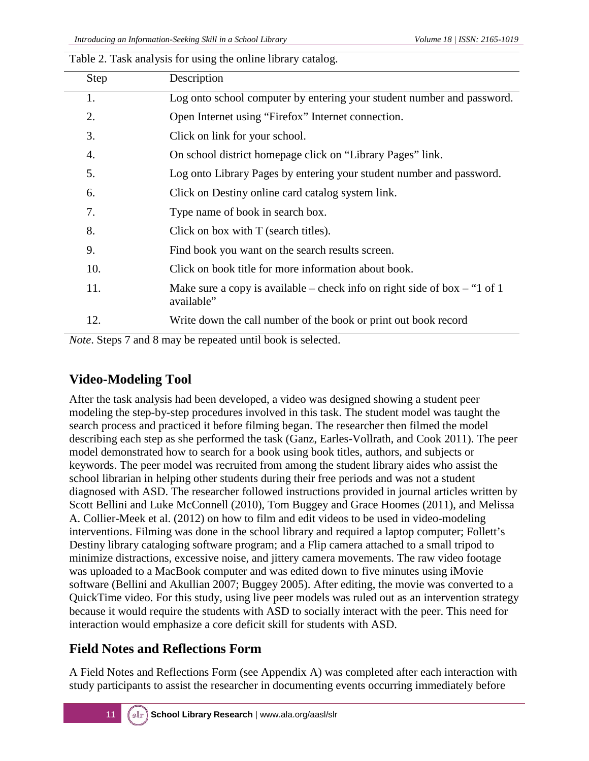Table 2. Task analysis for using the online library catalog.

| Step | Description |
|---|---|
| 1. | Log onto school computer by entering your student number and password. |
| 2. | Open Internet using "Firefox" Internet connection. |
| 3. | Click on link for your school. |
| 4. | On school district homepage click on "Library Pages" link. |
| 5. | Log onto Library Pages by entering your student number and password. |
| 6. | Click on Destiny online card catalog system link. |
| 7. | Type name of book in search box. |
| 8. | Click on box with T (search titles). |
| 9. | Find book you want on the search results screen. |
| 10. | Click on book title for more information about book. |
| 11. | Make sure a copy is available – check info on right side of box – "1 of 1 available" |
| 12. | Write down the call number of the book or print out book record |

*Note*. Steps 7 and 8 may be repeated until book is selected.

## Video-Modeling Tool

After the task analysis had been developed, a video was designed showing a student peer modeling the step-by-step procedures involved in this task. The student model was taught the search process and practiced it before filming began. The researcher then filmed the model describing each step as she performed the task (Ganz, Earles-Vollrath, and Cook 2011). The peer model demonstrated how to search for a book using book titles, authors, and subjects or keywords. The peer model was recruited from among the student library aides who assist the school librarian in helping other students during their free periods and was not a student diagnosed with ASD. The researcher followed instructions provided in journal articles written by Scott Bellini and Luke McConnell (2010), Tom Buggey and Grace Hoomes (2011), and Melissa A. Collier-Meek et al. (2012) on how to film and edit videos to be used in video-modeling interventions. Filming was done in the school library and required a laptop computer; Follett's Destiny library cataloging software program; and a Flip camera attached to a small tripod to minimize distractions, excessive noise, and jittery camera movements. The raw video footage was uploaded to a MacBook computer and was edited down to five minutes using iMovie software (Bellini and Akullian 2007; Buggey 2005). After editing, the movie was converted to a QuickTime video. For this study, using live peer models was ruled out as an intervention strategy because it would require the students with ASD to socially interact with the peer. This need for interaction would emphasize a core deficit skill for students with ASD.

## Field Notes and Reflections Form

A Field Notes and Reflections Form (see Appendix A) was completed after each interaction with study participants to assist the researcher in documenting events occurring immediately before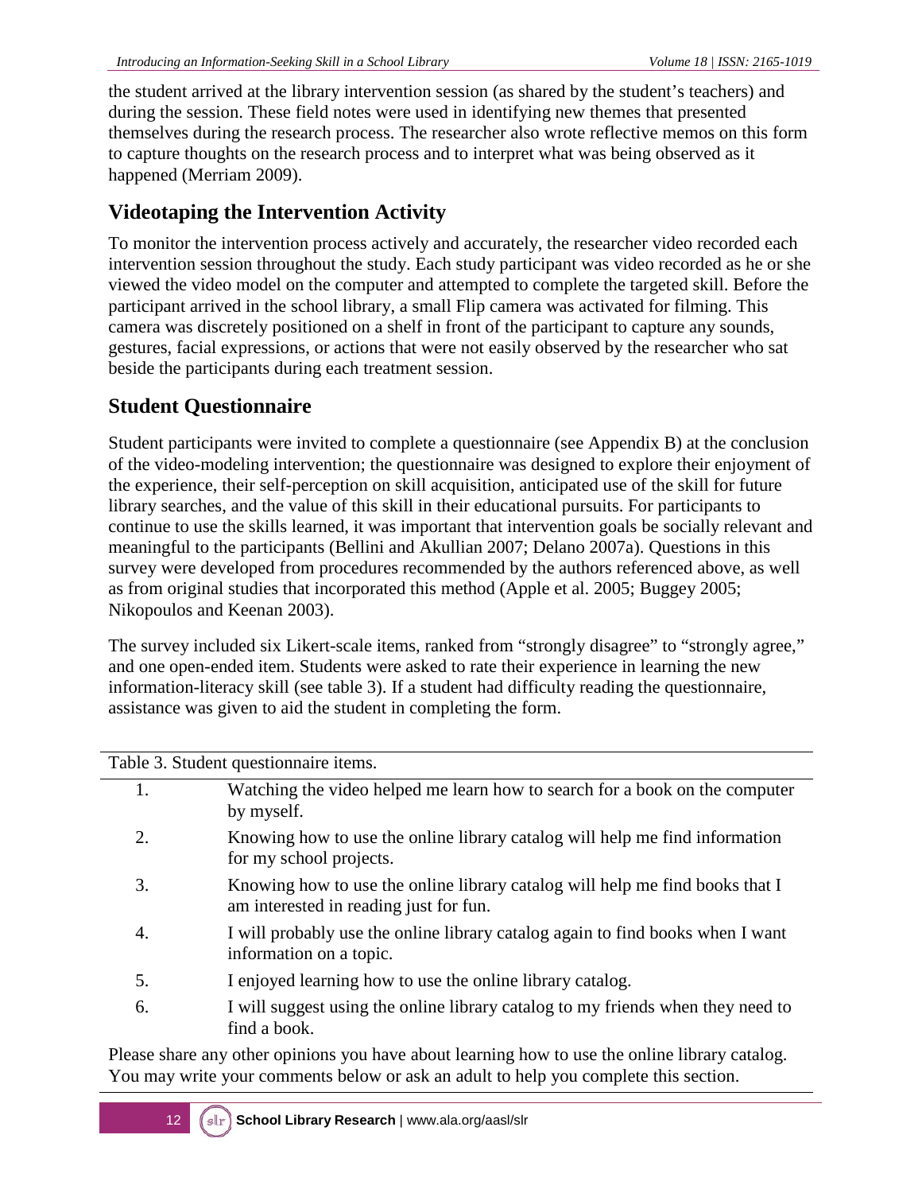the student arrived at the library intervention session (as shared by the student's teachers) and during the session. These field notes were used in identifying new themes that presented themselves during the research process. The researcher also wrote reflective memos on this form to capture thoughts on the research process and to interpret what was being observed as it happened (Merriam 2009).

## Videotaping the Intervention Activity

To monitor the intervention process actively and accurately, the researcher video recorded each intervention session throughout the study. Each study participant was video recorded as he or she viewed the video model on the computer and attempted to complete the targeted skill. Before the participant arrived in the school library, a small Flip camera was activated for filming. This camera was discretely positioned on a shelf in front of the participant to capture any sounds, gestures, facial expressions, or actions that were not easily observed by the researcher who sat beside the participants during each treatment session.

## Student Questionnaire

Student participants were invited to complete a questionnaire (see Appendix B) at the conclusion of the video-modeling intervention; the questionnaire was designed to explore their enjoyment of the experience, their self-perception on skill acquisition, anticipated use of the skill for future library searches, and the value of this skill in their educational pursuits. For participants to continue to use the skills learned, it was important that intervention goals be socially relevant and meaningful to the participants (Bellini and Akullian 2007; Delano 2007a). Questions in this survey were developed from procedures recommended by the authors referenced above, as well as from original studies that incorporated this method (Apple et al. 2005; Buggey 2005; Nikopoulos and Keenan 2003).

The survey included six Likert-scale items, ranked from "strongly disagree" to "strongly agree," and one open-ended item. Students were asked to rate their experience in learning the new information-literacy skill (see table 3). If a student had difficulty reading the questionnaire, assistance was given to aid the student in completing the form.

Table 3. Student questionnaire items.

| | |
|---|---|
| 1. | Watching the video helped me learn how to search for a book on the computer by myself. |
| 2. | Knowing how to use the online library catalog will help me find information for my school projects. |
| 3. | Knowing how to use the online library catalog will help me find books that I am interested in reading just for fun. |
| 4. | I will probably use the online library catalog again to find books when I want information on a topic. |
| 5. | I enjoyed learning how to use the online library catalog. |
| 6. | I will suggest using the online library catalog to my friends when they need to find a book. |

Please share any other opinions you have about learning how to use the online library catalog. You may write your comments below or ask an adult to help you complete this section.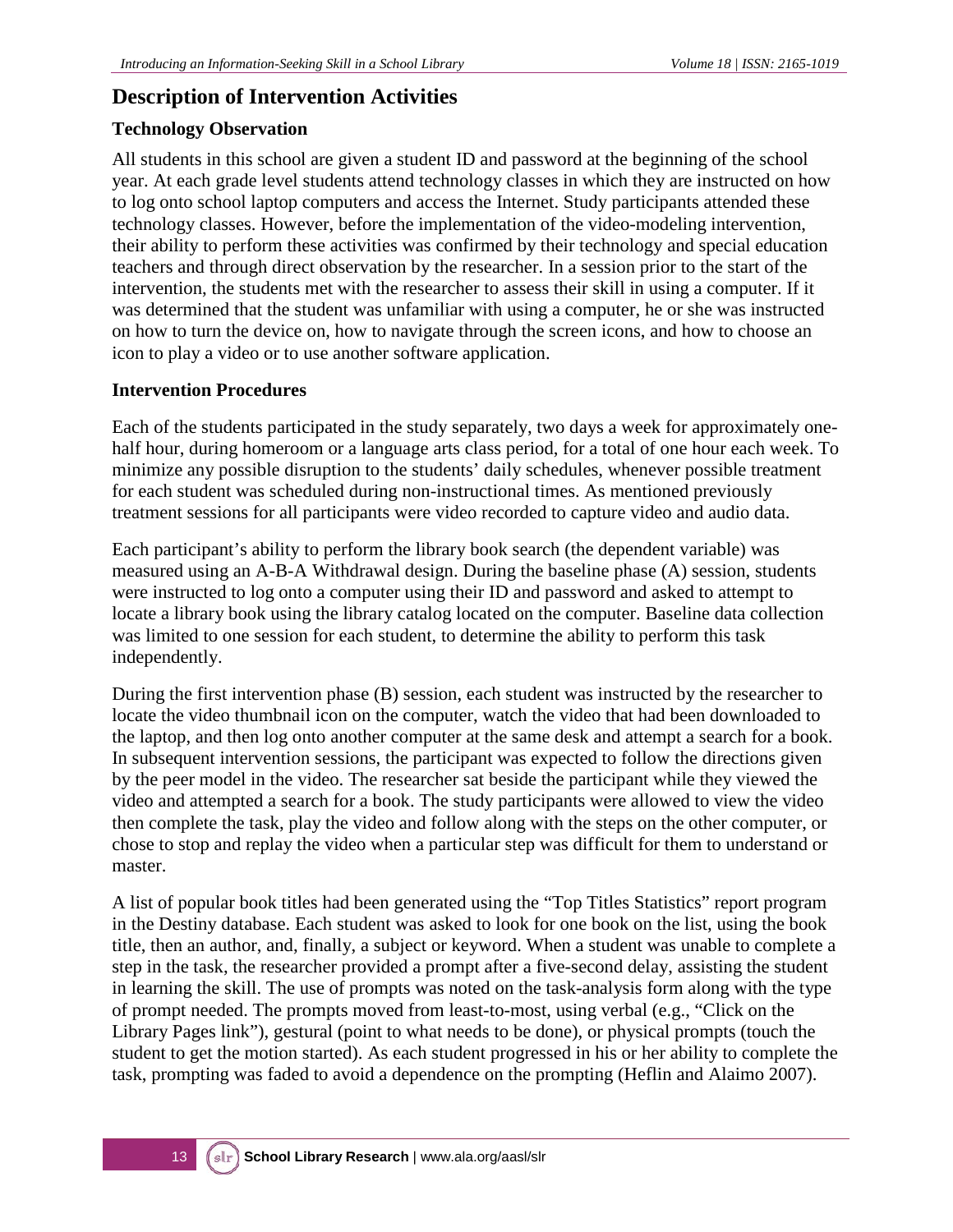## Description of Intervention Activities

### Technology Observation

All students in this school are given a student ID and password at the beginning of the school year. At each grade level students attend technology classes in which they are instructed on how to log onto school laptop computers and access the Internet. Study participants attended these technology classes. However, before the implementation of the video-modeling intervention, their ability to perform these activities was confirmed by their technology and special education teachers and through direct observation by the researcher. In a session prior to the start of the intervention, the students met with the researcher to assess their skill in using a computer. If it was determined that the student was unfamiliar with using a computer, he or she was instructed on how to turn the device on, how to navigate through the screen icons, and how to choose an icon to play a video or to use another software application.

### Intervention Procedures

Each of the students participated in the study separately, two days a week for approximately one-half hour, during homeroom or a language arts class period, for a total of one hour each week. To minimize any possible disruption to the students' daily schedules, whenever possible treatment for each student was scheduled during non-instructional times. As mentioned previously treatment sessions for all participants were video recorded to capture video and audio data.

Each participant's ability to perform the library book search (the dependent variable) was measured using an A-B-A Withdrawal design. During the baseline phase (A) session, students were instructed to log onto a computer using their ID and password and asked to attempt to locate a library book using the library catalog located on the computer. Baseline data collection was limited to one session for each student, to determine the ability to perform this task independently.

During the first intervention phase (B) session, each student was instructed by the researcher to locate the video thumbnail icon on the computer, watch the video that had been downloaded to the laptop, and then log onto another computer at the same desk and attempt a search for a book. In subsequent intervention sessions, the participant was expected to follow the directions given by the peer model in the video. The researcher sat beside the participant while they viewed the video and attempted a search for a book. The study participants were allowed to view the video then complete the task, play the video and follow along with the steps on the other computer, or chose to stop and replay the video when a particular step was difficult for them to understand or master.

A list of popular book titles had been generated using the "Top Titles Statistics" report program in the Destiny database. Each student was asked to look for one book on the list, using the book title, then an author, and, finally, a subject or keyword. When a student was unable to complete a step in the task, the researcher provided a prompt after a five-second delay, assisting the student in learning the skill. The use of prompts was noted on the task-analysis form along with the type of prompt needed. The prompts moved from least-to-most, using verbal (e.g., "Click on the Library Pages link"), gestural (point to what needs to be done), or physical prompts (touch the student to get the motion started). As each student progressed in his or her ability to complete the task, prompting was faded to avoid a dependence on the prompting (Heflin and Alaimo 2007).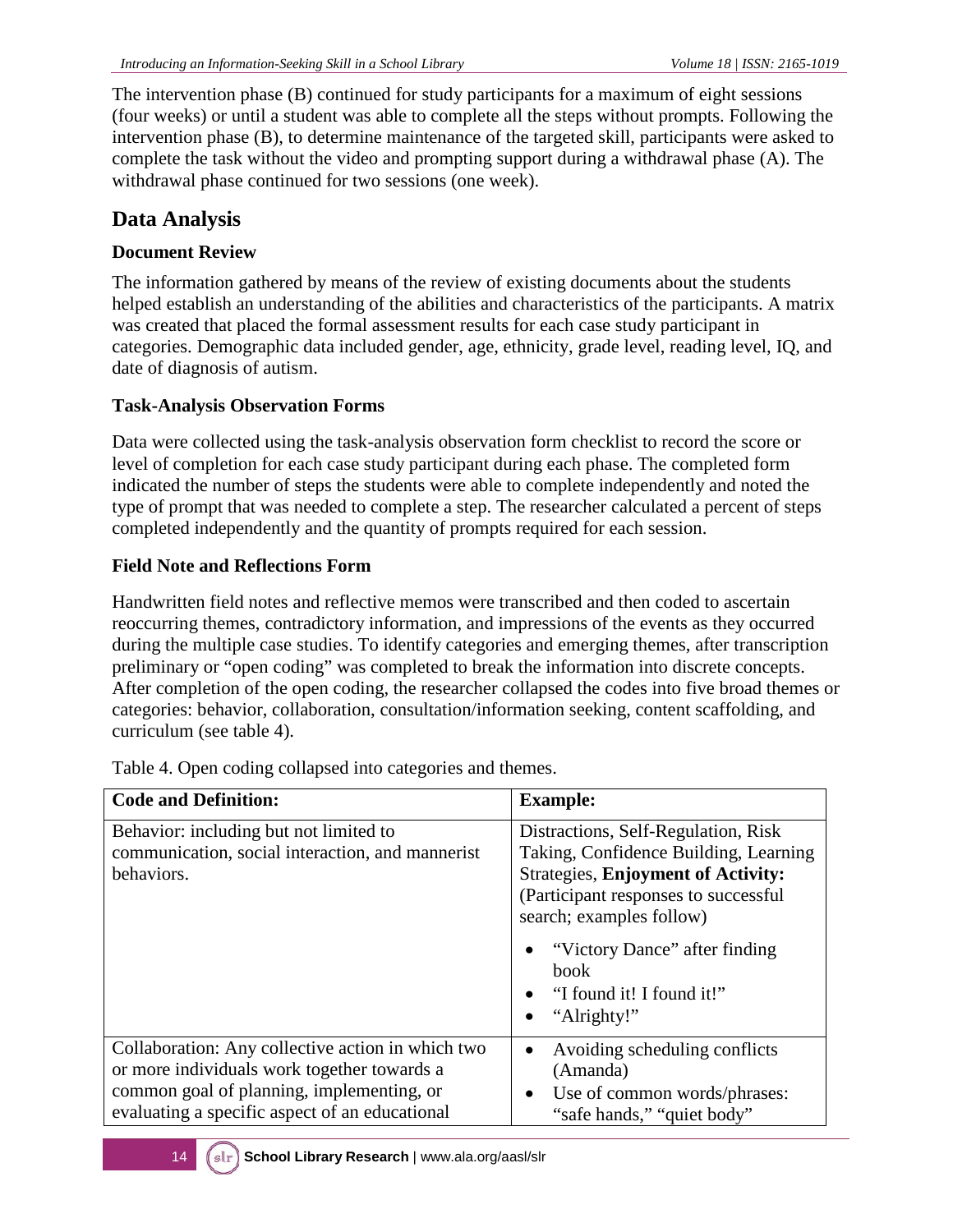The intervention phase (B) continued for study participants for a maximum of eight sessions (four weeks) or until a student was able to complete all the steps without prompts. Following the intervention phase (B), to determine maintenance of the targeted skill, participants were asked to complete the task without the video and prompting support during a withdrawal phase (A). The withdrawal phase continued for two sessions (one week).

## Data Analysis

### Document Review

The information gathered by means of the review of existing documents about the students helped establish an understanding of the abilities and characteristics of the participants. A matrix was created that placed the formal assessment results for each case study participant in categories. Demographic data included gender, age, ethnicity, grade level, reading level, IQ, and date of diagnosis of autism.

### Task-Analysis Observation Forms

Data were collected using the task-analysis observation form checklist to record the score or level of completion for each case study participant during each phase. The completed form indicated the number of steps the students were able to complete independently and noted the type of prompt that was needed to complete a step. The researcher calculated a percent of steps completed independently and the quantity of prompts required for each session.

### Field Note and Reflections Form

Handwritten field notes and reflective memos were transcribed and then coded to ascertain reoccurring themes, contradictory information, and impressions of the events as they occurred during the multiple case studies. To identify categories and emerging themes, after transcription preliminary or "open coding" was completed to break the information into discrete concepts. After completion of the open coding, the researcher collapsed the codes into five broad themes or categories: behavior, collaboration, consultation/information seeking, content scaffolding, and curriculum (see table 4).

Table 4. Open coding collapsed into categories and themes.

| Code and Definition: | Example: |
|---|---|
| Behavior: including but not limited to communication, social interaction, and mannerist behaviors. | Distractions, Self-Regulation, Risk Taking, Confidence Building, Learning Strategies, **Enjoyment of Activity:** (Participant responses to successful search; examples follow)<br>• "Victory Dance" after finding book<br>• "I found it! I found it!"<br>• "Alrighty!" |
| Collaboration: Any collective action in which two or more individuals work together towards a common goal of planning, implementing, or evaluating a specific aspect of an educational | • Avoiding scheduling conflicts (Amanda)<br>• Use of common words/phrases: "safe hands," "quiet body" |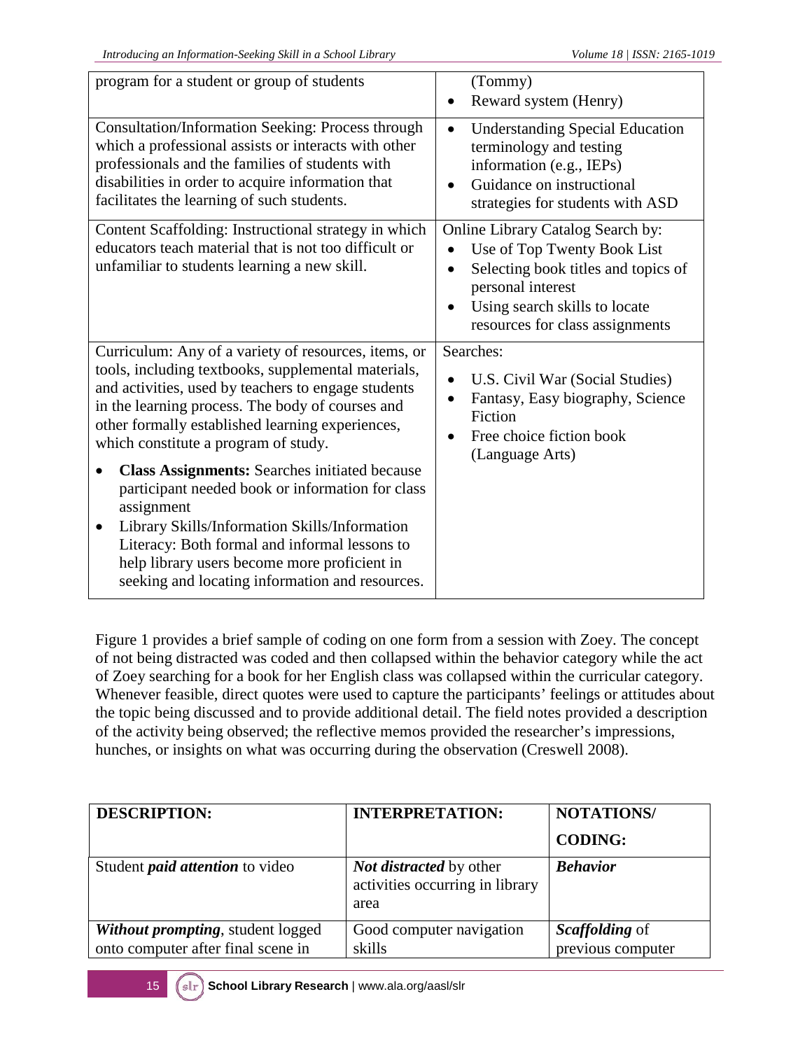| | |
|---|---|
| program for a student or group of students | (Tommy)<br>• Reward system (Henry) |
| Consultation/Information Seeking: Process through which a professional assists or interacts with other professionals and the families of students with disabilities in order to acquire information that facilitates the learning of such students. | • Understanding Special Education terminology and testing information (e.g., IEPs)<br>• Guidance on instructional strategies for students with ASD |
| Content Scaffolding: Instructional strategy in which educators teach material that is not too difficult or unfamiliar to students learning a new skill. | Online Library Catalog Search by:<br>• Use of Top Twenty Book List<br>• Selecting book titles and topics of personal interest<br>• Using search skills to locate resources for class assignments |
| Curriculum: Any of a variety of resources, items, or tools, including textbooks, supplemental materials, and activities, used by teachers to engage students in the learning process. The body of courses and other formally established learning experiences, which constitute a program of study.<br>• **Class Assignments:** Searches initiated because participant needed book or information for class assignment<br>• Library Skills/Information Skills/Information Literacy: Both formal and informal lessons to help library users become more proficient in seeking and locating information and resources. | Searches:<br>• U.S. Civil War (Social Studies)<br>• Fantasy, Easy biography, Science Fiction<br>• Free choice fiction book (Language Arts) |

Figure 1 provides a brief sample of coding on one form from a session with Zoey. The concept of not being distracted was coded and then collapsed within the behavior category while the act of Zoey searching for a book for her English class was collapsed within the curricular category. Whenever feasible, direct quotes were used to capture the participants' feelings or attitudes about the topic being discussed and to provide additional detail. The field notes provided a description of the activity being observed; the reflective memos provided the researcher's impressions, hunches, or insights on what was occurring during the observation (Creswell 2008).

| **DESCRIPTION:** | **INTERPRETATION:** | **NOTATIONS/ CODING:** |
|---|---|---|
| Student ***paid attention*** to video | ***Not distracted*** by other activities occurring in library area | ***Behavior*** |
| ***Without prompting***, student logged onto computer after final scene in | Good computer navigation skills | ***Scaffolding*** of previous computer |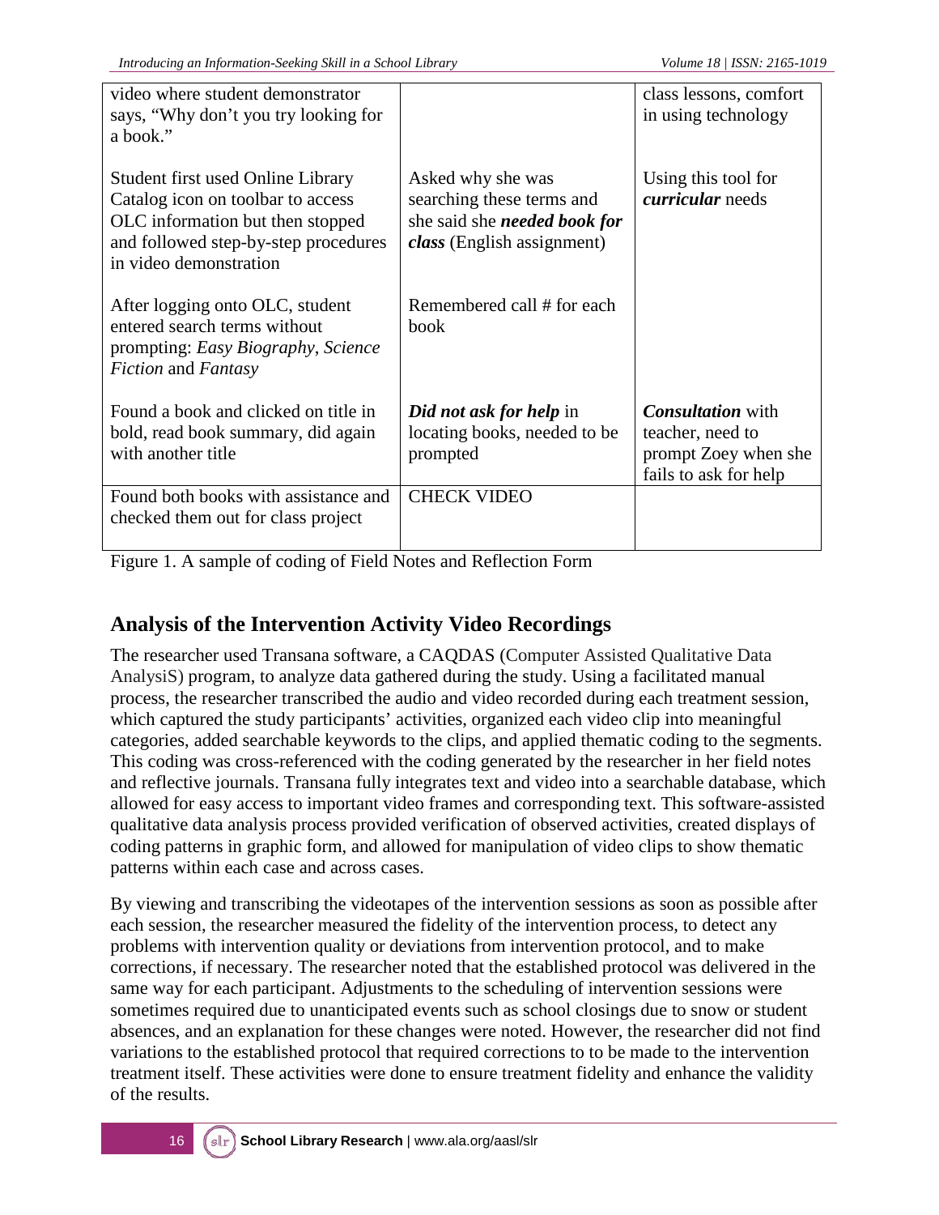| | | |
|---|---|---|
| video where student demonstrator says, "Why don't you try looking for a book."<br><br>Student first used Online Library Catalog icon on toolbar to access OLC information but then stopped and followed step-by-step procedures in video demonstration<br><br>After logging onto OLC, student entered search terms without prompting: *Easy Biography*, *Science Fiction* and *Fantasy*<br><br>Found a book and clicked on title in bold, read book summary, did again with another title | <br><br><br><br>Asked why she was searching these terms and she said she ***needed book for class*** (English assignment)<br><br>Remembered call # for each book<br><br>***Did not ask for help*** in locating books, needed to be prompted | class lessons, comfort in using technology<br><br>Using this tool for ***curricular*** needs<br><br><br><br><br><br>***Consultation*** with teacher, need to prompt Zoey when she fails to ask for help |
| Found both books with assistance and checked them out for class project | CHECK VIDEO | |

Figure 1. A sample of coding of Field Notes and Reflection Form

## Analysis of the Intervention Activity Video Recordings

The researcher used Transana software, a CAQDAS (Computer Assisted Qualitative Data AnalysiS) program, to analyze data gathered during the study. Using a facilitated manual process, the researcher transcribed the audio and video recorded during each treatment session, which captured the study participants' activities, organized each video clip into meaningful categories, added searchable keywords to the clips, and applied thematic coding to the segments. This coding was cross-referenced with the coding generated by the researcher in her field notes and reflective journals. Transana fully integrates text and video into a searchable database, which allowed for easy access to important video frames and corresponding text. This software-assisted qualitative data analysis process provided verification of observed activities, created displays of coding patterns in graphic form, and allowed for manipulation of video clips to show thematic patterns within each case and across cases.

By viewing and transcribing the videotapes of the intervention sessions as soon as possible after each session, the researcher measured the fidelity of the intervention process, to detect any problems with intervention quality or deviations from intervention protocol, and to make corrections, if necessary. The researcher noted that the established protocol was delivered in the same way for each participant. Adjustments to the scheduling of intervention sessions were sometimes required due to unanticipated events such as school closings due to snow or student absences, and an explanation for these changes were noted. However, the researcher did not find variations to the established protocol that required corrections to to be made to the intervention treatment itself. These activities were done to ensure treatment fidelity and enhance the validity of the results.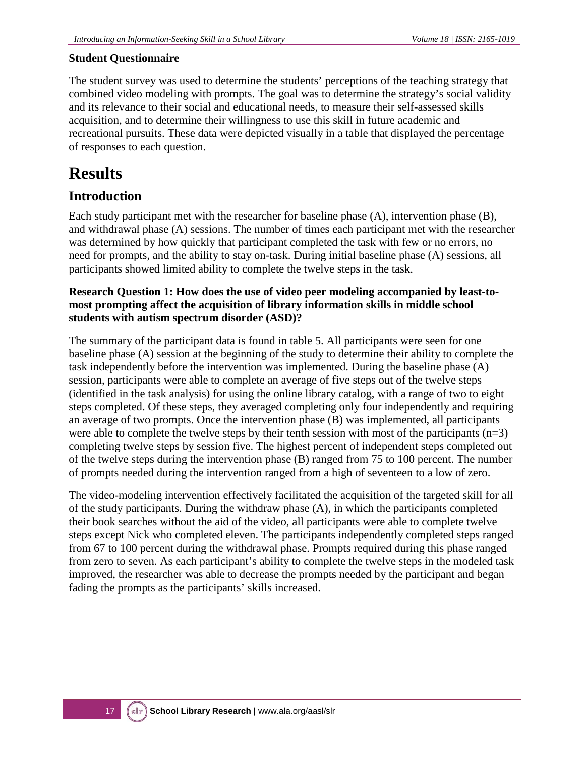### Student Questionnaire

The student survey was used to determine the students' perceptions of the teaching strategy that combined video modeling with prompts. The goal was to determine the strategy's social validity and its relevance to their social and educational needs, to measure their self-assessed skills acquisition, and to determine their willingness to use this skill in future academic and recreational pursuits. These data were depicted visually in a table that displayed the percentage of responses to each question.

# Results

## Introduction

Each study participant met with the researcher for baseline phase (A), intervention phase (B), and withdrawal phase (A) sessions. The number of times each participant met with the researcher was determined by how quickly that participant completed the task with few or no errors, no need for prompts, and the ability to stay on-task. During initial baseline phase (A) sessions, all participants showed limited ability to complete the twelve steps in the task.

### Research Question 1: How does the use of video peer modeling accompanied by least-to-most prompting affect the acquisition of library information skills in middle school students with autism spectrum disorder (ASD)?

The summary of the participant data is found in table 5. All participants were seen for one baseline phase (A) session at the beginning of the study to determine their ability to complete the task independently before the intervention was implemented. During the baseline phase (A) session, participants were able to complete an average of five steps out of the twelve steps (identified in the task analysis) for using the online library catalog, with a range of two to eight steps completed. Of these steps, they averaged completing only four independently and requiring an average of two prompts. Once the intervention phase (B) was implemented, all participants were able to complete the twelve steps by their tenth session with most of the participants (n=3) completing twelve steps by session five. The highest percent of independent steps completed out of the twelve steps during the intervention phase (B) ranged from 75 to 100 percent. The number of prompts needed during the intervention ranged from a high of seventeen to a low of zero.

The video-modeling intervention effectively facilitated the acquisition of the targeted skill for all of the study participants. During the withdraw phase (A), in which the participants completed their book searches without the aid of the video, all participants were able to complete twelve steps except Nick who completed eleven. The participants independently completed steps ranged from 67 to 100 percent during the withdrawal phase. Prompts required during this phase ranged from zero to seven. As each participant's ability to complete the twelve steps in the modeled task improved, the researcher was able to decrease the prompts needed by the participant and began fading the prompts as the participants' skills increased.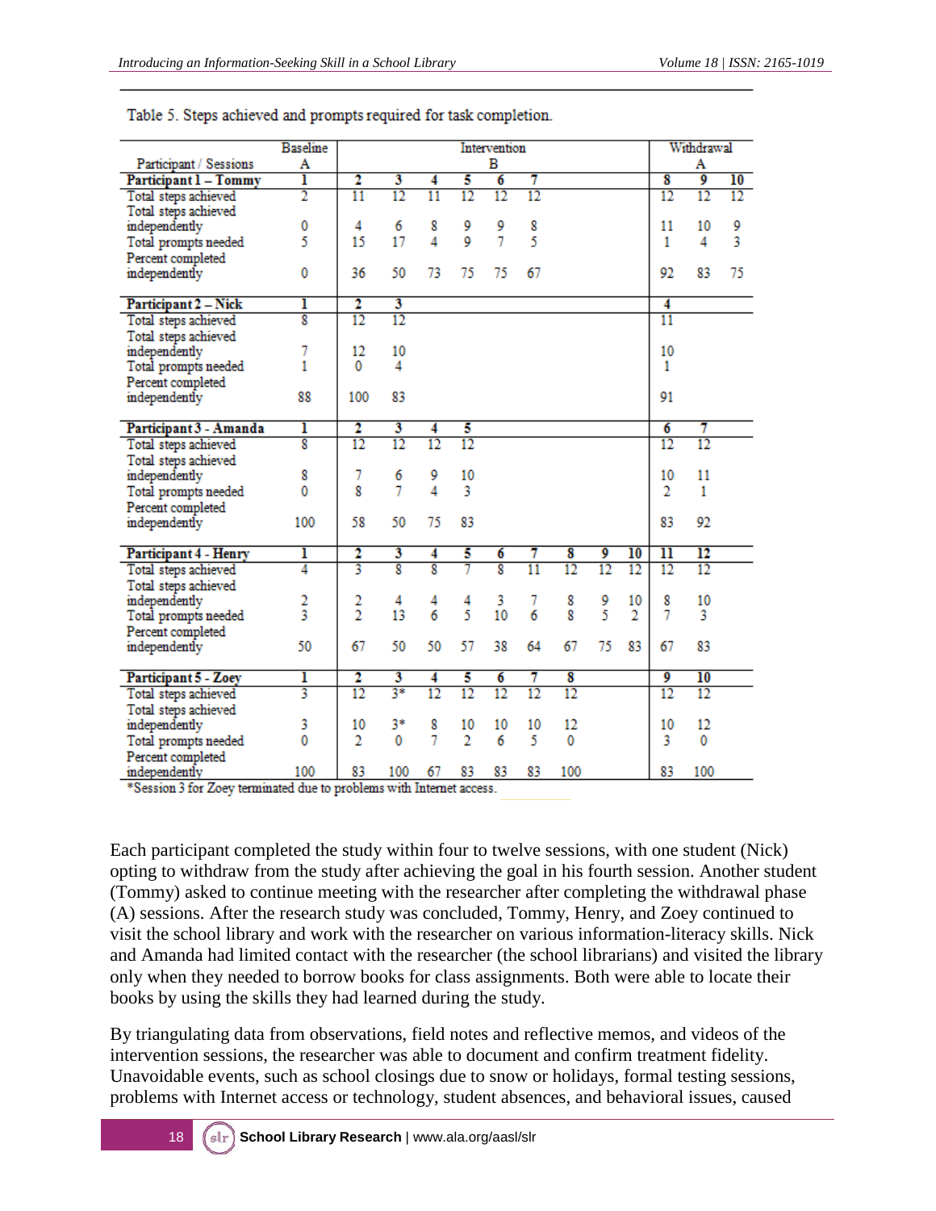Table 5. Steps achieved and prompts required for task completion.

| Participant / Sessions | Baseline A | Intervention B | | | | | | | | | Withdrawal A | | |
|---|---|---|---|---|---|---|---|---|---|---|---|---|---|
| **Participant 1 – Tommy** | **1** | **2** | **3** | **4** | **5** | **6** | **7** | | | | **8** | **9** | **10** |
| Total steps achieved | 2 | 11 | 12 | 11 | 12 | 12 | 12 | | | | 12 | 12 | 12 |
| Total steps achieved independently | 0 | 4 | 6 | 8 | 9 | 9 | 8 | | | | 11 | 10 | 9 |
| Total prompts needed | 5 | 15 | 17 | 4 | 9 | 7 | 5 | | | | 1 | 4 | 3 |
| Percent completed independently | 0 | 36 | 50 | 73 | 75 | 75 | 67 | | | | 92 | 83 | 75 |
| **Participant 2 – Nick** | **1** | **2** | **3** | | | | | | | | **4** | | |
| Total steps achieved | 8 | 12 | 12 | | | | | | | | 11 | | |
| Total steps achieved independently | 7 | 12 | 10 | | | | | | | | 10 | | |
| Total prompts needed | 1 | 0 | 4 | | | | | | | | 1 | | |
| Percent completed independently | 88 | 100 | 83 | | | | | | | | 91 | | |
| **Participant 3 - Amanda** | **1** | **2** | **3** | **4** | **5** | | | | | | **6** | **7** | |
| Total steps achieved | 8 | 12 | 12 | 12 | 12 | | | | | | 12 | 12 | |
| Total steps achieved independently | 8 | 7 | 6 | 9 | 10 | | | | | | 10 | 11 | |
| Total prompts needed | 0 | 8 | 7 | 4 | 3 | | | | | | 2 | 1 | |
| Percent completed independently | 100 | 58 | 50 | 75 | 83 | | | | | | 83 | 92 | |
| **Participant 4 - Henry** | **1** | **2** | **3** | **4** | **5** | **6** | **7** | **8** | **9** | **10** | **11** | **12** | |
| Total steps achieved | 4 | 3 | 8 | 8 | 7 | 8 | 11 | 12 | 12 | 12 | 12 | 12 | |
| Total steps achieved independently | 2 | 2 | 4 | 4 | 4 | 3 | 7 | 8 | 9 | 10 | 8 | 10 | |
| Total prompts needed | 3 | 2 | 13 | 6 | 5 | 10 | 6 | 8 | 5 | 2 | 7 | 3 | |
| Percent completed independently | 50 | 67 | 50 | 50 | 57 | 38 | 64 | 67 | 75 | 83 | 67 | 83 | |
| **Participant 5 - Zoey** | **1** | **2** | **3** | **4** | **5** | **6** | **7** | **8** | | | **9** | **10** | |
| Total steps achieved | 3 | 12 | 3* | 12 | 12 | 12 | 12 | 12 | | | 12 | 12 | |
| Total steps achieved independently | 3 | 10 | 3* | 8 | 10 | 10 | 10 | 12 | | | 10 | 12 | |
| Total prompts needed | 0 | 2 | 0 | 7 | 2 | 6 | 5 | 0 | | | 3 | 0 | |
| Percent completed independently | 100 | 83 | 100 | 67 | 83 | 83 | 83 | 100 | | | 83 | 100 | |

*Session 3 for Zoey terminated due to problems with Internet access.

Each participant completed the study within four to twelve sessions, with one student (Nick) opting to withdraw from the study after achieving the goal in his fourth session. Another student (Tommy) asked to continue meeting with the researcher after completing the withdrawal phase (A) sessions. After the research study was concluded, Tommy, Henry, and Zoey continued to visit the school library and work with the researcher on various information-literacy skills. Nick and Amanda had limited contact with the researcher (the school librarians) and visited the library only when they needed to borrow books for class assignments. Both were able to locate their books by using the skills they had learned during the study.

By triangulating data from observations, field notes and reflective memos, and videos of the intervention sessions, the researcher was able to document and confirm treatment fidelity. Unavoidable events, such as school closings due to snow or holidays, formal testing sessions, problems with Internet access or technology, student absences, and behavioral issues, caused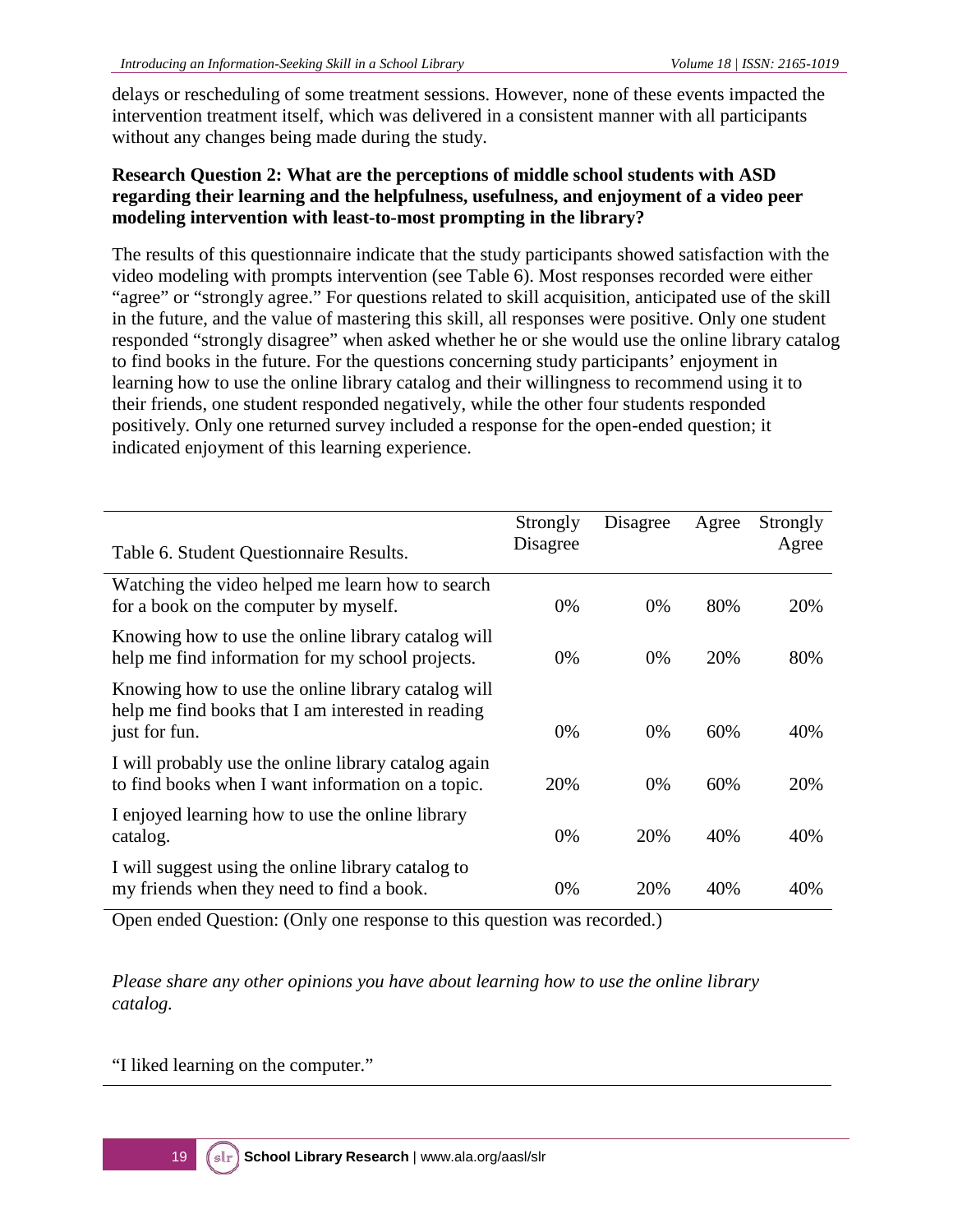delays or rescheduling of some treatment sessions. However, none of these events impacted the intervention treatment itself, which was delivered in a consistent manner with all participants without any changes being made during the study.

**Research Question 2: What are the perceptions of middle school students with ASD regarding their learning and the helpfulness, usefulness, and enjoyment of a video peer modeling intervention with least-to-most prompting in the library?**

The results of this questionnaire indicate that the study participants showed satisfaction with the video modeling with prompts intervention (see Table 6). Most responses recorded were either "agree" or "strongly agree." For questions related to skill acquisition, anticipated use of the skill in the future, and the value of mastering this skill, all responses were positive. Only one student responded "strongly disagree" when asked whether he or she would use the online library catalog to find books in the future. For the questions concerning study participants' enjoyment in learning how to use the online library catalog and their willingness to recommend using it to their friends, one student responded negatively, while the other four students responded positively. Only one returned survey included a response for the open-ended question; it indicated enjoyment of this learning experience.

| Table 6. Student Questionnaire Results. | Strongly Disagree | Disagree | Agree | Strongly Agree |
|---|---|---|---|---|
| Watching the video helped me learn how to search for a book on the computer by myself. | 0% | 0% | 80% | 20% |
| Knowing how to use the online library catalog will help me find information for my school projects. | 0% | 0% | 20% | 80% |
| Knowing how to use the online library catalog will help me find books that I am interested in reading just for fun. | 0% | 0% | 60% | 40% |
| I will probably use the online library catalog again to find books when I want information on a topic. | 20% | 0% | 60% | 20% |
| I enjoyed learning how to use the online library catalog. | 0% | 20% | 40% | 40% |
| I will suggest using the online library catalog to my friends when they need to find a book. | 0% | 20% | 40% | 40% |

Open ended Question: (Only one response to this question was recorded.)

*Please share any other opinions you have about learning how to use the online library catalog.*

"I liked learning on the computer."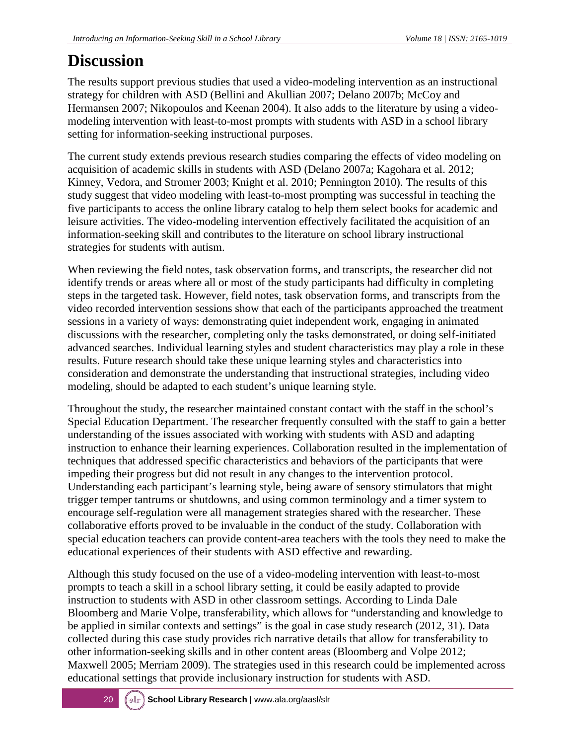# Discussion

The results support previous studies that used a video-modeling intervention as an instructional strategy for children with ASD (Bellini and Akullian 2007; Delano 2007b; McCoy and Hermansen 2007; Nikopoulos and Keenan 2004). It also adds to the literature by using a video-modeling intervention with least-to-most prompts with students with ASD in a school library setting for information-seeking instructional purposes.

The current study extends previous research studies comparing the effects of video modeling on acquisition of academic skills in students with ASD (Delano 2007a; Kagohara et al. 2012; Kinney, Vedora, and Stromer 2003; Knight et al. 2010; Pennington 2010). The results of this study suggest that video modeling with least-to-most prompting was successful in teaching the five participants to access the online library catalog to help them select books for academic and leisure activities. The video-modeling intervention effectively facilitated the acquisition of an information-seeking skill and contributes to the literature on school library instructional strategies for students with autism.

When reviewing the field notes, task observation forms, and transcripts, the researcher did not identify trends or areas where all or most of the study participants had difficulty in completing steps in the targeted task. However, field notes, task observation forms, and transcripts from the video recorded intervention sessions show that each of the participants approached the treatment sessions in a variety of ways: demonstrating quiet independent work, engaging in animated discussions with the researcher, completing only the tasks demonstrated, or doing self-initiated advanced searches. Individual learning styles and student characteristics may play a role in these results. Future research should take these unique learning styles and characteristics into consideration and demonstrate the understanding that instructional strategies, including video modeling, should be adapted to each student's unique learning style.

Throughout the study, the researcher maintained constant contact with the staff in the school's Special Education Department. The researcher frequently consulted with the staff to gain a better understanding of the issues associated with working with students with ASD and adapting instruction to enhance their learning experiences. Collaboration resulted in the implementation of techniques that addressed specific characteristics and behaviors of the participants that were impeding their progress but did not result in any changes to the intervention protocol. Understanding each participant's learning style, being aware of sensory stimulators that might trigger temper tantrums or shutdowns, and using common terminology and a timer system to encourage self-regulation were all management strategies shared with the researcher. These collaborative efforts proved to be invaluable in the conduct of the study. Collaboration with special education teachers can provide content-area teachers with the tools they need to make the educational experiences of their students with ASD effective and rewarding.

Although this study focused on the use of a video-modeling intervention with least-to-most prompts to teach a skill in a school library setting, it could be easily adapted to provide instruction to students with ASD in other classroom settings. According to Linda Dale Bloomberg and Marie Volpe, transferability, which allows for "understanding and knowledge to be applied in similar contexts and settings" is the goal in case study research (2012, 31). Data collected during this case study provides rich narrative details that allow for transferability to other information-seeking skills and in other content areas (Bloomberg and Volpe 2012; Maxwell 2005; Merriam 2009). The strategies used in this research could be implemented across educational settings that provide inclusionary instruction for students with ASD.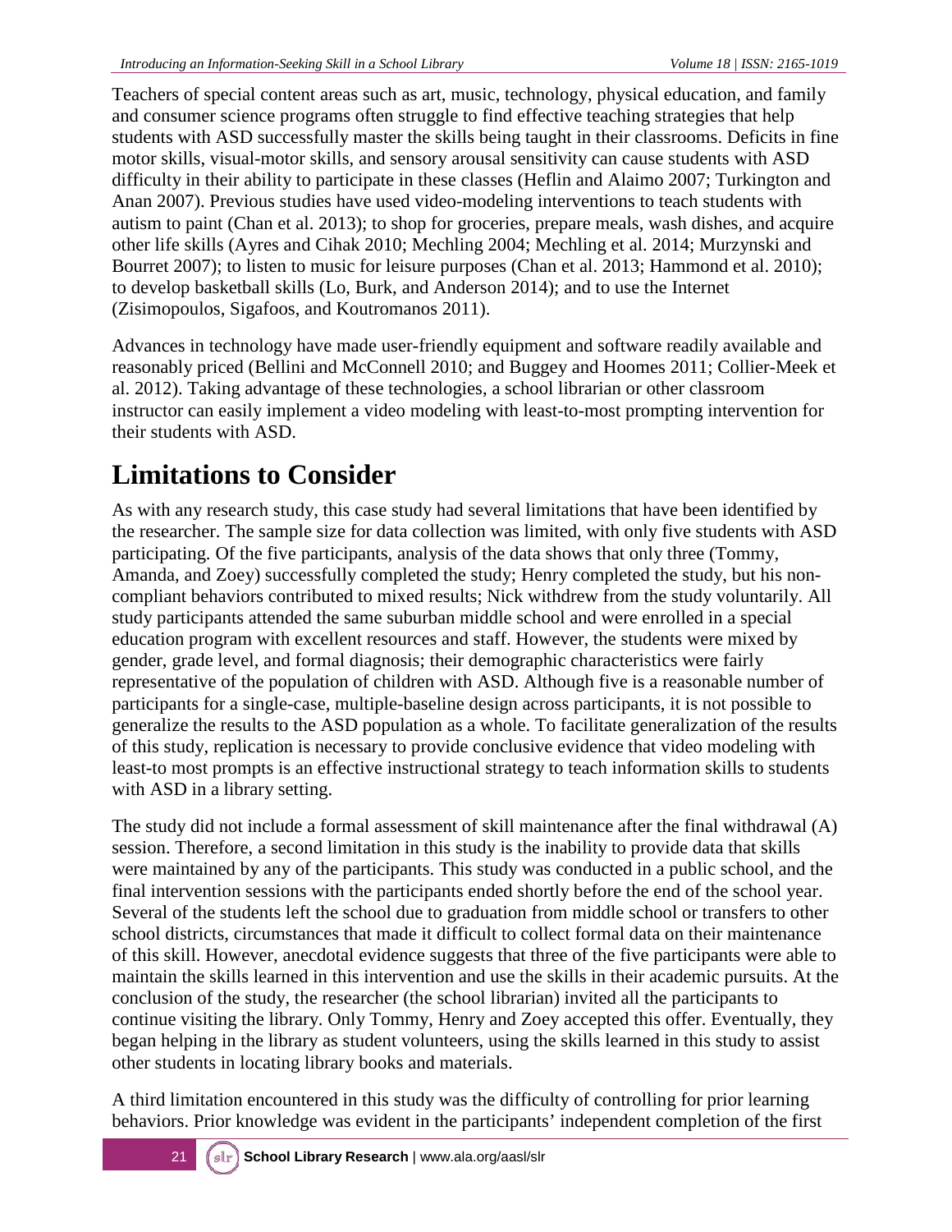Teachers of special content areas such as art, music, technology, physical education, and family and consumer science programs often struggle to find effective teaching strategies that help students with ASD successfully master the skills being taught in their classrooms. Deficits in fine motor skills, visual-motor skills, and sensory arousal sensitivity can cause students with ASD difficulty in their ability to participate in these classes (Heflin and Alaimo 2007; Turkington and Anan 2007). Previous studies have used video-modeling interventions to teach students with autism to paint (Chan et al. 2013); to shop for groceries, prepare meals, wash dishes, and acquire other life skills (Ayres and Cihak 2010; Mechling 2004; Mechling et al. 2014; Murzynski and Bourret 2007); to listen to music for leisure purposes (Chan et al. 2013; Hammond et al. 2010); to develop basketball skills (Lo, Burk, and Anderson 2014); and to use the Internet (Zisimopoulos, Sigafoos, and Koutromanos 2011).

Advances in technology have made user-friendly equipment and software readily available and reasonably priced (Bellini and McConnell 2010; and Buggey and Hoomes 2011; Collier-Meek et al. 2012). Taking advantage of these technologies, a school librarian or other classroom instructor can easily implement a video modeling with least-to-most prompting intervention for their students with ASD.

# Limitations to Consider

As with any research study, this case study had several limitations that have been identified by the researcher. The sample size for data collection was limited, with only five students with ASD participating. Of the five participants, analysis of the data shows that only three (Tommy, Amanda, and Zoey) successfully completed the study; Henry completed the study, but his non-compliant behaviors contributed to mixed results; Nick withdrew from the study voluntarily. All study participants attended the same suburban middle school and were enrolled in a special education program with excellent resources and staff. However, the students were mixed by gender, grade level, and formal diagnosis; their demographic characteristics were fairly representative of the population of children with ASD. Although five is a reasonable number of participants for a single-case, multiple-baseline design across participants, it is not possible to generalize the results to the ASD population as a whole. To facilitate generalization of the results of this study, replication is necessary to provide conclusive evidence that video modeling with least-to most prompts is an effective instructional strategy to teach information skills to students with ASD in a library setting.

The study did not include a formal assessment of skill maintenance after the final withdrawal (A) session. Therefore, a second limitation in this study is the inability to provide data that skills were maintained by any of the participants. This study was conducted in a public school, and the final intervention sessions with the participants ended shortly before the end of the school year. Several of the students left the school due to graduation from middle school or transfers to other school districts, circumstances that made it difficult to collect formal data on their maintenance of this skill. However, anecdotal evidence suggests that three of the five participants were able to maintain the skills learned in this intervention and use the skills in their academic pursuits. At the conclusion of the study, the researcher (the school librarian) invited all the participants to continue visiting the library. Only Tommy, Henry and Zoey accepted this offer. Eventually, they began helping in the library as student volunteers, using the skills learned in this study to assist other students in locating library books and materials.

A third limitation encountered in this study was the difficulty of controlling for prior learning behaviors. Prior knowledge was evident in the participants' independent completion of the first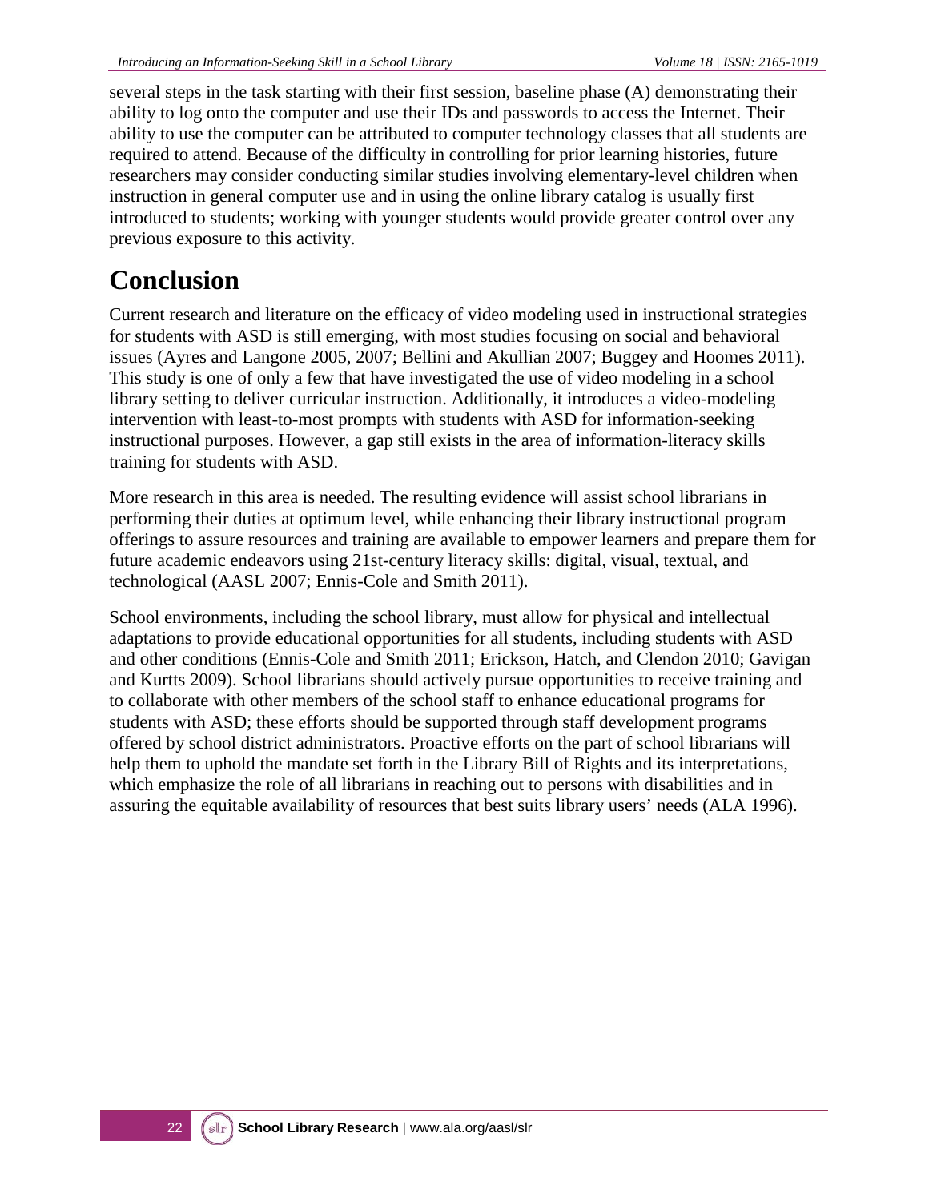several steps in the task starting with their first session, baseline phase (A) demonstrating their ability to log onto the computer and use their IDs and passwords to access the Internet. Their ability to use the computer can be attributed to computer technology classes that all students are required to attend. Because of the difficulty in controlling for prior learning histories, future researchers may consider conducting similar studies involving elementary-level children when instruction in general computer use and in using the online library catalog is usually first introduced to students; working with younger students would provide greater control over any previous exposure to this activity.

# Conclusion

Current research and literature on the efficacy of video modeling used in instructional strategies for students with ASD is still emerging, with most studies focusing on social and behavioral issues (Ayres and Langone 2005, 2007; Bellini and Akullian 2007; Buggey and Hoomes 2011). This study is one of only a few that have investigated the use of video modeling in a school library setting to deliver curricular instruction. Additionally, it introduces a video-modeling intervention with least-to-most prompts with students with ASD for information-seeking instructional purposes. However, a gap still exists in the area of information-literacy skills training for students with ASD.

More research in this area is needed. The resulting evidence will assist school librarians in performing their duties at optimum level, while enhancing their library instructional program offerings to assure resources and training are available to empower learners and prepare them for future academic endeavors using 21st-century literacy skills: digital, visual, textual, and technological (AASL 2007; Ennis-Cole and Smith 2011).

School environments, including the school library, must allow for physical and intellectual adaptations to provide educational opportunities for all students, including students with ASD and other conditions (Ennis-Cole and Smith 2011; Erickson, Hatch, and Clendon 2010; Gavigan and Kurtts 2009). School librarians should actively pursue opportunities to receive training and to collaborate with other members of the school staff to enhance educational programs for students with ASD; these efforts should be supported through staff development programs offered by school district administrators. Proactive efforts on the part of school librarians will help them to uphold the mandate set forth in the Library Bill of Rights and its interpretations, which emphasize the role of all librarians in reaching out to persons with disabilities and in assuring the equitable availability of resources that best suits library users' needs (ALA 1996).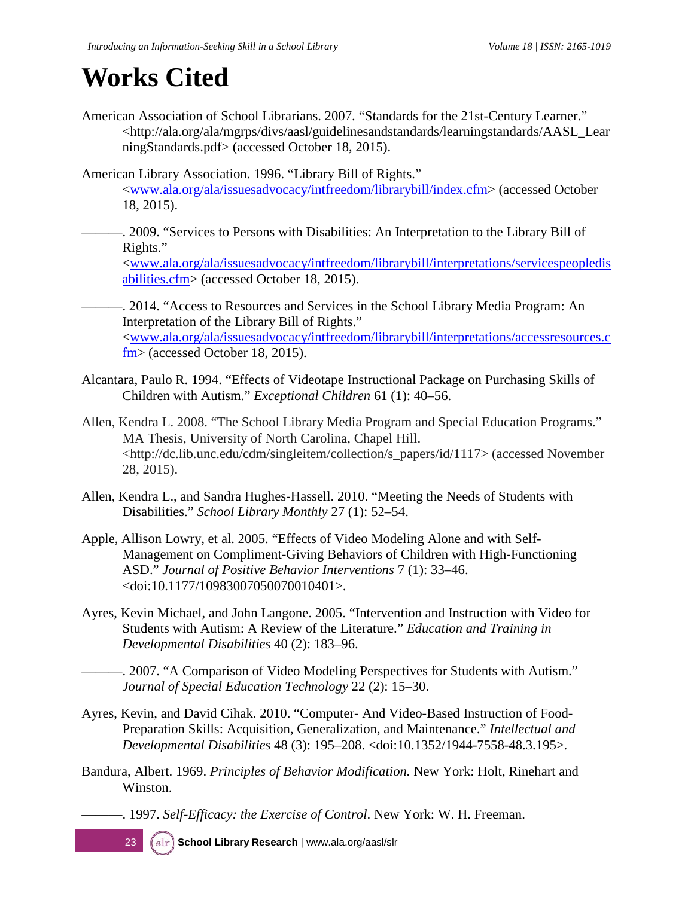# Works Cited

American Association of School Librarians. 2007. "Standards for the 21st-Century Learner." <http://ala.org/ala/mgrps/divs/aasl/guidelinesandstandards/learningstandards/AASL_LearningStandards.pdf> (accessed October 18, 2015).

American Library Association. 1996. "Library Bill of Rights." <www.ala.org/ala/issuesadvocacy/intfreedom/librarybill/index.cfm> (accessed October 18, 2015).

———. 2009. "Services to Persons with Disabilities: An Interpretation to the Library Bill of Rights." <www.ala.org/ala/issuesadvocacy/intfreedom/librarybill/interpretations/servicespeopledisabilities.cfm> (accessed October 18, 2015).

———. 2014. "Access to Resources and Services in the School Library Media Program: An Interpretation of the Library Bill of Rights." <www.ala.org/ala/issuesadvocacy/intfreedom/librarybill/interpretations/accessresources.cfm> (accessed October 18, 2015).

Alcantara, Paulo R. 1994. "Effects of Videotape Instructional Package on Purchasing Skills of Children with Autism." *Exceptional Children* 61 (1): 40–56.

Allen, Kendra L. 2008. "The School Library Media Program and Special Education Programs." MA Thesis, University of North Carolina, Chapel Hill. <http://dc.lib.unc.edu/cdm/singleitem/collection/s_papers/id/1117> (accessed November 28, 2015).

Allen, Kendra L., and Sandra Hughes-Hassell. 2010. "Meeting the Needs of Students with Disabilities." *School Library Monthly* 27 (1): 52–54.

Apple, Allison Lowry, et al. 2005. "Effects of Video Modeling Alone and with Self-Management on Compliment-Giving Behaviors of Children with High-Functioning ASD." *Journal of Positive Behavior Interventions* 7 (1): 33–46. <doi:10.1177/10983007050070010401>.

Ayres, Kevin Michael, and John Langone. 2005. "Intervention and Instruction with Video for Students with Autism: A Review of the Literature." *Education and Training in Developmental Disabilities* 40 (2): 183–96.

———. 2007. "A Comparison of Video Modeling Perspectives for Students with Autism." *Journal of Special Education Technology* 22 (2): 15–30.

Ayres, Kevin, and David Cihak. 2010. "Computer- And Video-Based Instruction of Food-Preparation Skills: Acquisition, Generalization, and Maintenance." *Intellectual and Developmental Disabilities* 48 (3): 195–208. <doi:10.1352/1944-7558-48.3.195>.

Bandura, Albert. 1969. *Principles of Behavior Modification.* New York: Holt, Rinehart and Winston.

———. 1997. *Self-Efficacy: the Exercise of Control*. New York: W. H. Freeman.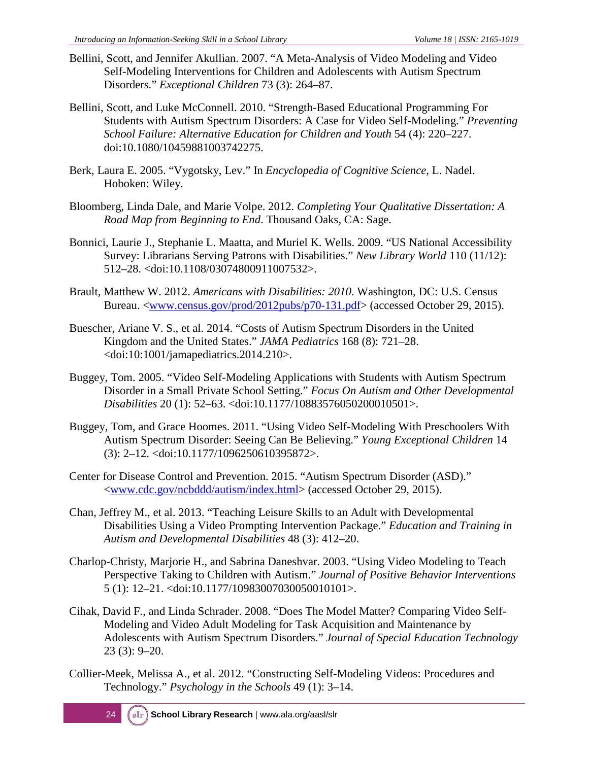Bellini, Scott, and Jennifer Akullian. 2007. "A Meta-Analysis of Video Modeling and Video Self-Modeling Interventions for Children and Adolescents with Autism Spectrum Disorders." *Exceptional Children* 73 (3): 264–87.

Bellini, Scott, and Luke McConnell. 2010. "Strength-Based Educational Programming For Students with Autism Spectrum Disorders: A Case for Video Self-Modeling." *Preventing School Failure: Alternative Education for Children and Youth* 54 (4): 220–227. doi:10.1080/10459881003742275.

Berk, Laura E. 2005. "Vygotsky, Lev." In *Encyclopedia of Cognitive Science*, L. Nadel. Hoboken: Wiley.

Bloomberg, Linda Dale, and Marie Volpe. 2012. *Completing Your Qualitative Dissertation: A Road Map from Beginning to End*. Thousand Oaks, CA: Sage.

Bonnici, Laurie J., Stephanie L. Maatta, and Muriel K. Wells. 2009. "US National Accessibility Survey: Librarians Serving Patrons with Disabilities." *New Library World* 110 (11/12): 512–28. <doi:10.1108/03074800911007532>.

Brault, Matthew W. 2012. *Americans with Disabilities: 2010*. Washington, DC: U.S. Census Bureau. <www.census.gov/prod/2012pubs/p70-131.pdf> (accessed October 29, 2015).

Buescher, Ariane V. S., et al. 2014. "Costs of Autism Spectrum Disorders in the United Kingdom and the United States." *JAMA Pediatrics* 168 (8): 721–28. <doi:10:1001/jamapediatrics.2014.210>.

Buggey, Tom. 2005. "Video Self-Modeling Applications with Students with Autism Spectrum Disorder in a Small Private School Setting." *Focus On Autism and Other Developmental Disabilities* 20 (1): 52–63. <doi:10.1177/10883576050200010501>.

Buggey, Tom, and Grace Hoomes. 2011. "Using Video Self-Modeling With Preschoolers With Autism Spectrum Disorder: Seeing Can Be Believing." *Young Exceptional Children* 14 (3): 2–12. <doi:10.1177/1096250610395872>.

Center for Disease Control and Prevention. 2015. "Autism Spectrum Disorder (ASD)." <www.cdc.gov/ncbddd/autism/index.html> (accessed October 29, 2015).

Chan, Jeffrey M., et al. 2013. "Teaching Leisure Skills to an Adult with Developmental Disabilities Using a Video Prompting Intervention Package." *Education and Training in Autism and Developmental Disabilities* 48 (3): 412–20.

Charlop-Christy, Marjorie H., and Sabrina Daneshvar. 2003. "Using Video Modeling to Teach Perspective Taking to Children with Autism." *Journal of Positive Behavior Interventions* 5 (1): 12–21. <doi:10.1177/10983007030050010101>.

Cihak, David F., and Linda Schrader. 2008. "Does The Model Matter? Comparing Video Self-Modeling and Video Adult Modeling for Task Acquisition and Maintenance by Adolescents with Autism Spectrum Disorders." *Journal of Special Education Technology* 23 (3): 9–20.

Collier-Meek, Melissa A., et al. 2012. "Constructing Self-Modeling Videos: Procedures and Technology." *Psychology in the Schools* 49 (1): 3–14.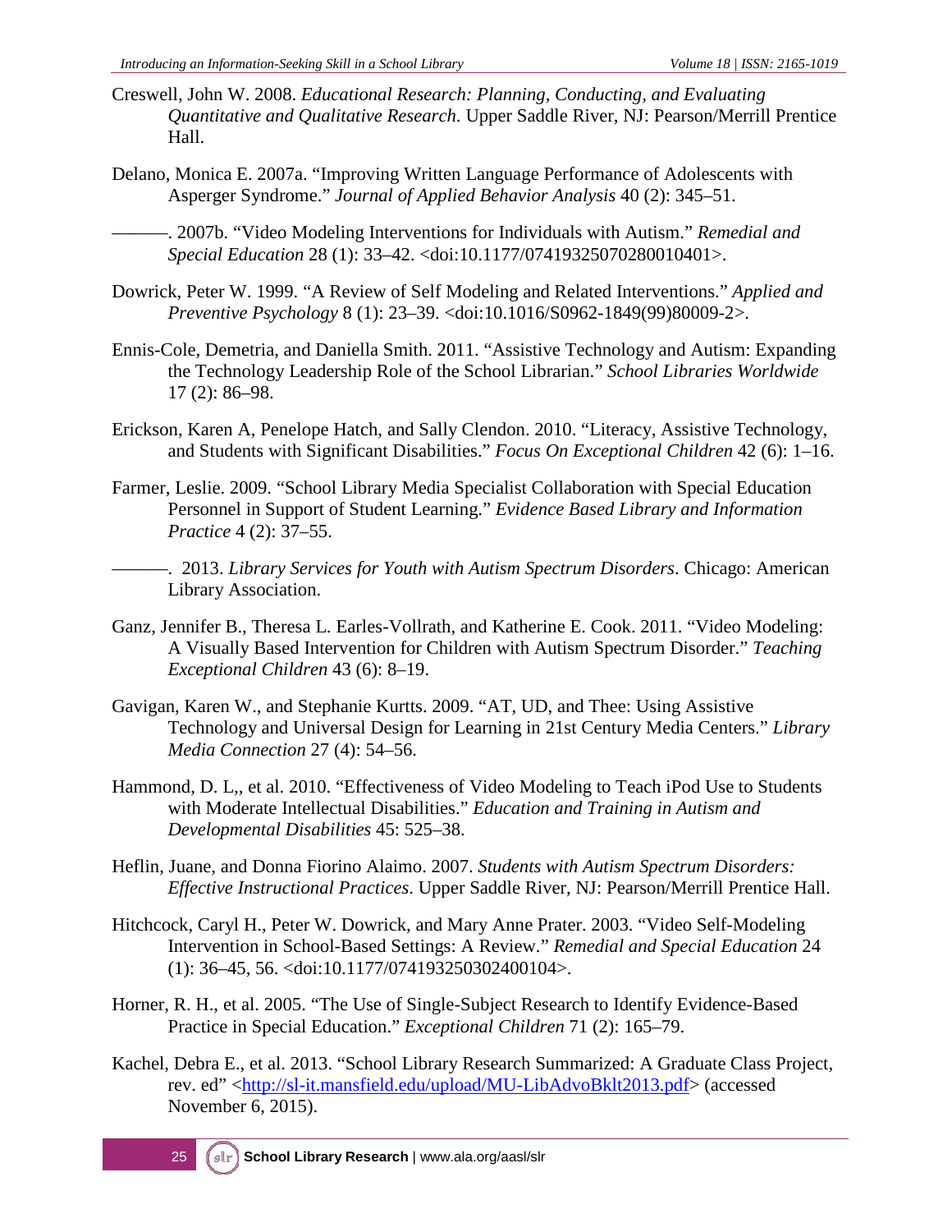Creswell, John W. 2008. *Educational Research: Planning, Conducting, and Evaluating Quantitative and Qualitative Research*. Upper Saddle River, NJ: Pearson/Merrill Prentice Hall.

Delano, Monica E. 2007a. "Improving Written Language Performance of Adolescents with Asperger Syndrome." *Journal of Applied Behavior Analysis* 40 (2): 345–51.

———. 2007b. "Video Modeling Interventions for Individuals with Autism." *Remedial and Special Education* 28 (1): 33–42. <doi:10.1177/07419325070280010401>.

Dowrick, Peter W. 1999. "A Review of Self Modeling and Related Interventions." *Applied and Preventive Psychology* 8 (1): 23–39. <doi:10.1016/S0962-1849(99)80009-2>.

Ennis-Cole, Demetria, and Daniella Smith. 2011. "Assistive Technology and Autism: Expanding the Technology Leadership Role of the School Librarian." *School Libraries Worldwide* 17 (2): 86–98.

Erickson, Karen A, Penelope Hatch, and Sally Clendon. 2010. "Literacy, Assistive Technology, and Students with Significant Disabilities." *Focus On Exceptional Children* 42 (6): 1–16.

Farmer, Leslie. 2009. "School Library Media Specialist Collaboration with Special Education Personnel in Support of Student Learning." *Evidence Based Library and Information Practice* 4 (2): 37–55.

———. 2013. *Library Services for Youth with Autism Spectrum Disorders*. Chicago: American Library Association.

Ganz, Jennifer B., Theresa L. Earles-Vollrath, and Katherine E. Cook. 2011. "Video Modeling: A Visually Based Intervention for Children with Autism Spectrum Disorder." *Teaching Exceptional Children* 43 (6): 8–19.

Gavigan, Karen W., and Stephanie Kurtts. 2009. "AT, UD, and Thee: Using Assistive Technology and Universal Design for Learning in 21st Century Media Centers." *Library Media Connection* 27 (4): 54–56.

Hammond, D. L,, et al. 2010. "Effectiveness of Video Modeling to Teach iPod Use to Students with Moderate Intellectual Disabilities." *Education and Training in Autism and Developmental Disabilities* 45: 525–38.

Heflin, Juane, and Donna Fiorino Alaimo. 2007. *Students with Autism Spectrum Disorders: Effective Instructional Practices*. Upper Saddle River, NJ: Pearson/Merrill Prentice Hall.

Hitchcock, Caryl H., Peter W. Dowrick, and Mary Anne Prater. 2003. "Video Self-Modeling Intervention in School-Based Settings: A Review." *Remedial and Special Education* 24 (1): 36–45, 56. <doi:10.1177/074193250302400104>.

Horner, R. H., et al. 2005. "The Use of Single-Subject Research to Identify Evidence-Based Practice in Special Education." *Exceptional Children* 71 (2): 165–79.

Kachel, Debra E., et al. 2013. "School Library Research Summarized: A Graduate Class Project, rev. ed" <http://sl-it.mansfield.edu/upload/MU-LibAdvoBklt2013.pdf> (accessed November 6, 2015).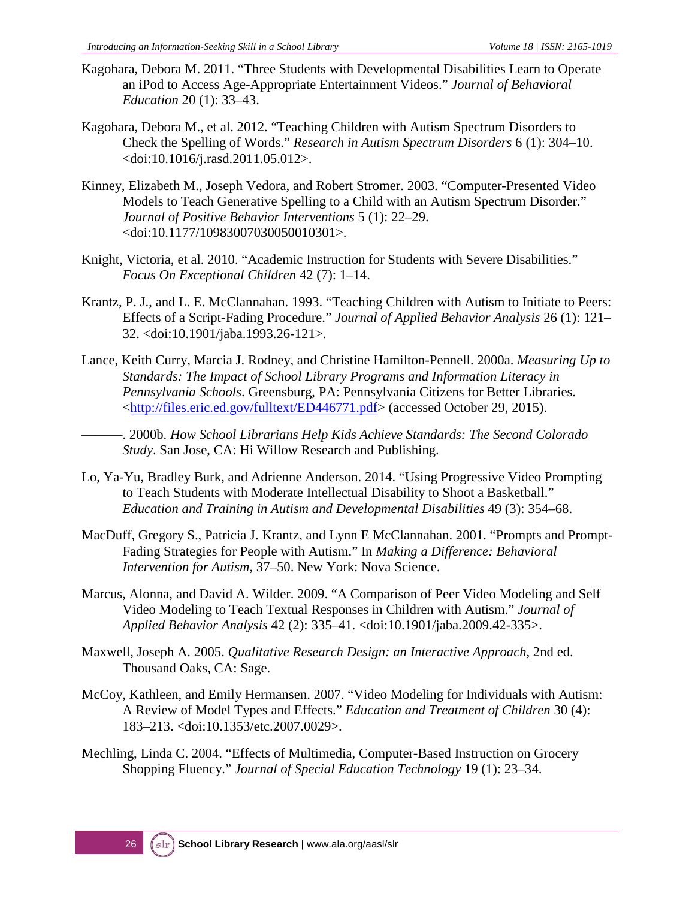Kagohara, Debora M. 2011. "Three Students with Developmental Disabilities Learn to Operate an iPod to Access Age-Appropriate Entertainment Videos." *Journal of Behavioral Education* 20 (1): 33–43.

Kagohara, Debora M., et al. 2012. "Teaching Children with Autism Spectrum Disorders to Check the Spelling of Words." *Research in Autism Spectrum Disorders* 6 (1): 304–10. <doi:10.1016/j.rasd.2011.05.012>.

Kinney, Elizabeth M., Joseph Vedora, and Robert Stromer. 2003. "Computer-Presented Video Models to Teach Generative Spelling to a Child with an Autism Spectrum Disorder." *Journal of Positive Behavior Interventions* 5 (1): 22–29. <doi:10.1177/10983007030050010301>.

Knight, Victoria, et al. 2010. "Academic Instruction for Students with Severe Disabilities." *Focus On Exceptional Children* 42 (7): 1–14.

Krantz, P. J., and L. E. McClannahan. 1993. "Teaching Children with Autism to Initiate to Peers: Effects of a Script-Fading Procedure." *Journal of Applied Behavior Analysis* 26 (1): 121–32. <doi:10.1901/jaba.1993.26-121>.

Lance, Keith Curry, Marcia J. Rodney, and Christine Hamilton-Pennell. 2000a. *Measuring Up to Standards: The Impact of School Library Programs and Information Literacy in Pennsylvania Schools*. Greensburg, PA: Pennsylvania Citizens for Better Libraries. <http://files.eric.ed.gov/fulltext/ED446771.pdf> (accessed October 29, 2015).

———. 2000b. *How School Librarians Help Kids Achieve Standards: The Second Colorado Study*. San Jose, CA: Hi Willow Research and Publishing.

Lo, Ya-Yu, Bradley Burk, and Adrienne Anderson. 2014. "Using Progressive Video Prompting to Teach Students with Moderate Intellectual Disability to Shoot a Basketball." *Education and Training in Autism and Developmental Disabilities* 49 (3): 354–68.

MacDuff, Gregory S., Patricia J. Krantz, and Lynn E McClannahan. 2001. "Prompts and Prompt-Fading Strategies for People with Autism." In *Making a Difference: Behavioral Intervention for Autism*, 37–50. New York: Nova Science.

Marcus, Alonna, and David A. Wilder. 2009. "A Comparison of Peer Video Modeling and Self Video Modeling to Teach Textual Responses in Children with Autism." *Journal of Applied Behavior Analysis* 42 (2): 335–41. <doi:10.1901/jaba.2009.42-335>.

Maxwell, Joseph A. 2005. *Qualitative Research Design: an Interactive Approach*, 2nd ed. Thousand Oaks, CA: Sage.

McCoy, Kathleen, and Emily Hermansen. 2007. "Video Modeling for Individuals with Autism: A Review of Model Types and Effects." *Education and Treatment of Children* 30 (4): 183–213. <doi:10.1353/etc.2007.0029>.

Mechling, Linda C. 2004. "Effects of Multimedia, Computer-Based Instruction on Grocery Shopping Fluency." *Journal of Special Education Technology* 19 (1): 23–34.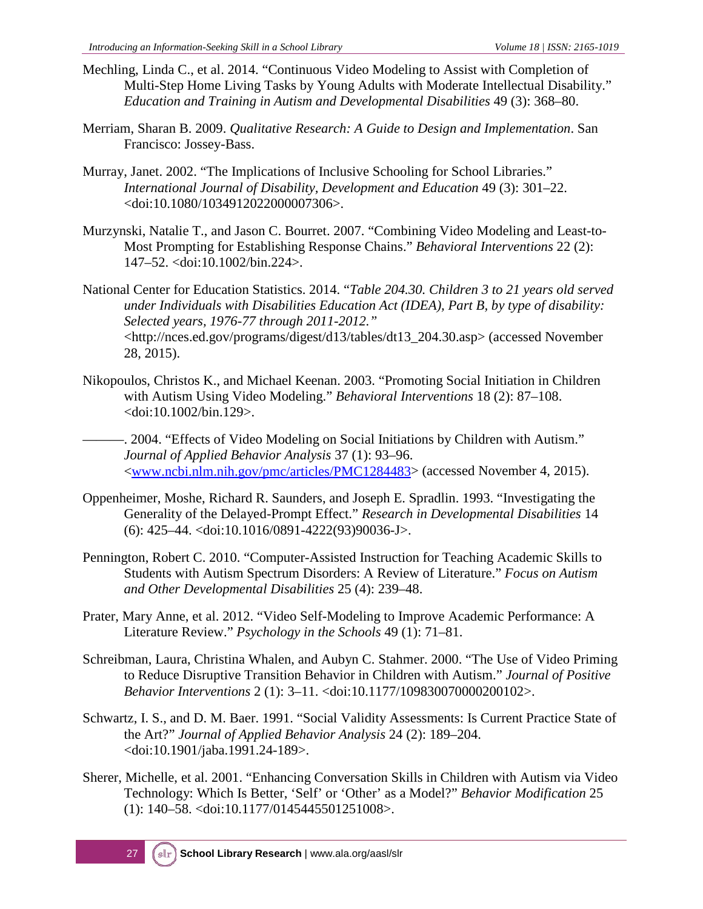Mechling, Linda C., et al. 2014. "Continuous Video Modeling to Assist with Completion of Multi-Step Home Living Tasks by Young Adults with Moderate Intellectual Disability." *Education and Training in Autism and Developmental Disabilities* 49 (3): 368–80.

Merriam, Sharan B. 2009. *Qualitative Research: A Guide to Design and Implementation*. San Francisco: Jossey-Bass.

Murray, Janet. 2002. "The Implications of Inclusive Schooling for School Libraries." *International Journal of Disability, Development and Education* 49 (3): 301–22. <doi:10.1080/1034912022000007306>.

Murzynski, Natalie T., and Jason C. Bourret. 2007. "Combining Video Modeling and Least-to-Most Prompting for Establishing Response Chains." *Behavioral Interventions* 22 (2): 147–52. <doi:10.1002/bin.224>.

National Center for Education Statistics. 2014. "*Table 204.30. Children 3 to 21 years old served under Individuals with Disabilities Education Act (IDEA), Part B, by type of disability: Selected years, 1976-77 through 2011-2012.*" <http://nces.ed.gov/programs/digest/d13/tables/dt13_204.30.asp> (accessed November 28, 2015).

Nikopoulos, Christos K., and Michael Keenan. 2003. "Promoting Social Initiation in Children with Autism Using Video Modeling." *Behavioral Interventions* 18 (2): 87–108. <doi:10.1002/bin.129>.

———. 2004. "Effects of Video Modeling on Social Initiations by Children with Autism." *Journal of Applied Behavior Analysis* 37 (1): 93–96. <www.ncbi.nlm.nih.gov/pmc/articles/PMC1284483> (accessed November 4, 2015).

Oppenheimer, Moshe, Richard R. Saunders, and Joseph E. Spradlin. 1993. "Investigating the Generality of the Delayed-Prompt Effect." *Research in Developmental Disabilities* 14 (6): 425–44. <doi:10.1016/0891-4222(93)90036-J>.

Pennington, Robert C. 2010. "Computer-Assisted Instruction for Teaching Academic Skills to Students with Autism Spectrum Disorders: A Review of Literature." *Focus on Autism and Other Developmental Disabilities* 25 (4): 239–48.

Prater, Mary Anne, et al. 2012. "Video Self-Modeling to Improve Academic Performance: A Literature Review." *Psychology in the Schools* 49 (1): 71–81.

Schreibman, Laura, Christina Whalen, and Aubyn C. Stahmer. 2000. "The Use of Video Priming to Reduce Disruptive Transition Behavior in Children with Autism." *Journal of Positive Behavior Interventions* 2 (1): 3–11. <doi:10.1177/109830070000200102>.

Schwartz, I. S., and D. M. Baer. 1991. "Social Validity Assessments: Is Current Practice State of the Art?" *Journal of Applied Behavior Analysis* 24 (2): 189–204. <doi:10.1901/jaba.1991.24-189>.

Sherer, Michelle, et al. 2001. "Enhancing Conversation Skills in Children with Autism via Video Technology: Which Is Better, 'Self' or 'Other' as a Model?" *Behavior Modification* 25 (1): 140–58. <doi:10.1177/0145445501251008>.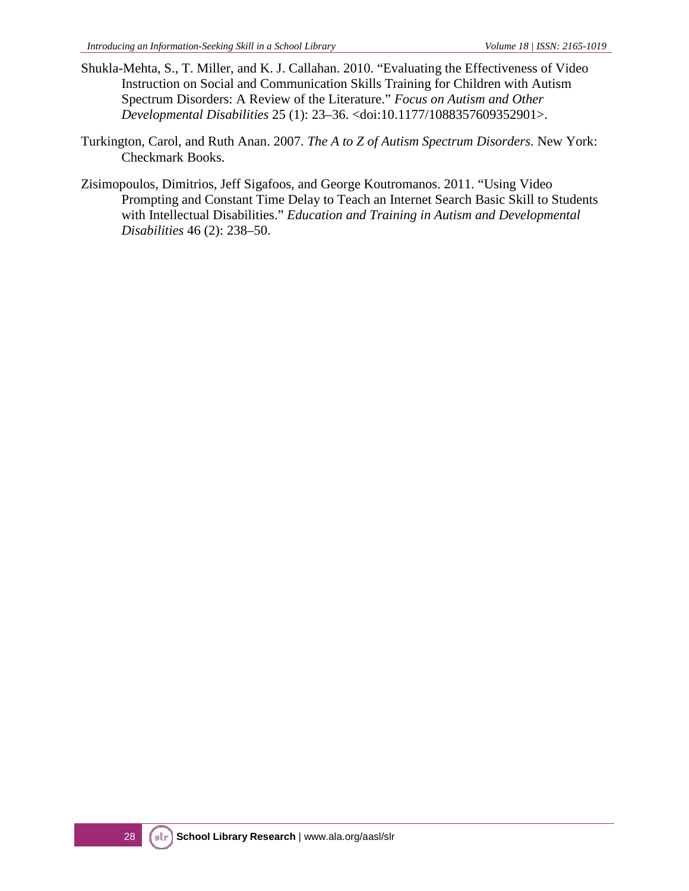Shukla-Mehta, S., T. Miller, and K. J. Callahan. 2010. "Evaluating the Effectiveness of Video Instruction on Social and Communication Skills Training for Children with Autism Spectrum Disorders: A Review of the Literature." *Focus on Autism and Other Developmental Disabilities* 25 (1): 23–36. <doi:10.1177/1088357609352901>.

Turkington, Carol, and Ruth Anan. 2007. *The A to Z of Autism Spectrum Disorders*. New York: Checkmark Books.

Zisimopoulos, Dimitrios, Jeff Sigafoos, and George Koutromanos. 2011. "Using Video Prompting and Constant Time Delay to Teach an Internet Search Basic Skill to Students with Intellectual Disabilities." *Education and Training in Autism and Developmental Disabilities* 46 (2): 238–50.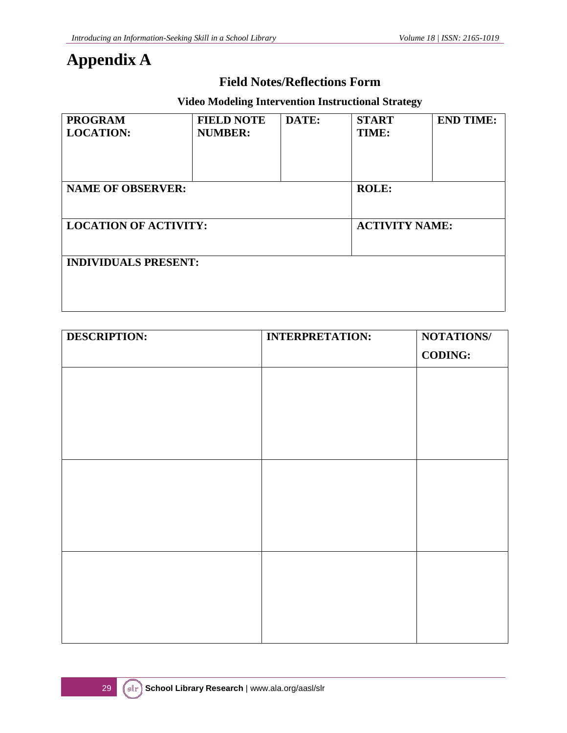# Appendix A

## Field Notes/Reflections Form

### Video Modeling Intervention Instructional Strategy

| PROGRAM LOCATION: | FIELD NOTE NUMBER: | DATE: | START TIME: | END TIME: |
|---|---|---|---|---|
| NAME OF OBSERVER: | | | ROLE: | |
| LOCATION OF ACTIVITY: | | | ACTIVITY NAME: | |
| INDIVIDUALS PRESENT: | | | | |

| DESCRIPTION: | INTERPRETATION: | NOTATIONS/ CODING: |
|---|---|---|
| | | |
| | | |
| | | |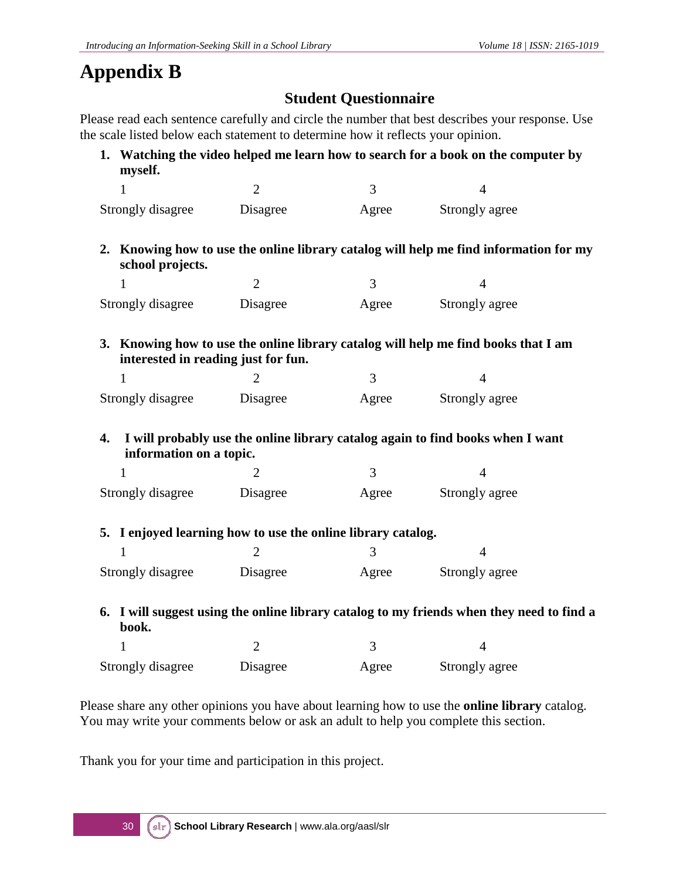# Appendix B

## Student Questionnaire

Please read each sentence carefully and circle the number that best describes your response. Use the scale listed below each statement to determine how it reflects your opinion.

1. **Watching the video helped me learn how to search for a book on the computer by myself.**

| 1 | 2 | 3 | 4 |
|---|---|---|---|
| Strongly disagree | Disagree | Agree | Strongly agree |

2. **Knowing how to use the online library catalog will help me find information for my school projects.**

| 1 | 2 | 3 | 4 |
|---|---|---|---|
| Strongly disagree | Disagree | Agree | Strongly agree |

3. **Knowing how to use the online library catalog will help me find books that I am interested in reading just for fun.**

| 1 | 2 | 3 | 4 |
|---|---|---|---|
| Strongly disagree | Disagree | Agree | Strongly agree |

4. **I will probably use the online library catalog again to find books when I want information on a topic.**

| 1 | 2 | 3 | 4 |
|---|---|---|---|
| Strongly disagree | Disagree | Agree | Strongly agree |

5. **I enjoyed learning how to use the online library catalog.**

| 1 | 2 | 3 | 4 |
|---|---|---|---|
| Strongly disagree | Disagree | Agree | Strongly agree |

6. **I will suggest using the online library catalog to my friends when they need to find a book.**

| 1 | 2 | 3 | 4 |
|---|---|---|---|
| Strongly disagree | Disagree | Agree | Strongly agree |

Please share any other opinions you have about learning how to use the **online library** catalog. You may write your comments below or ask an adult to help you complete this section.

Thank you for your time and participation in this project.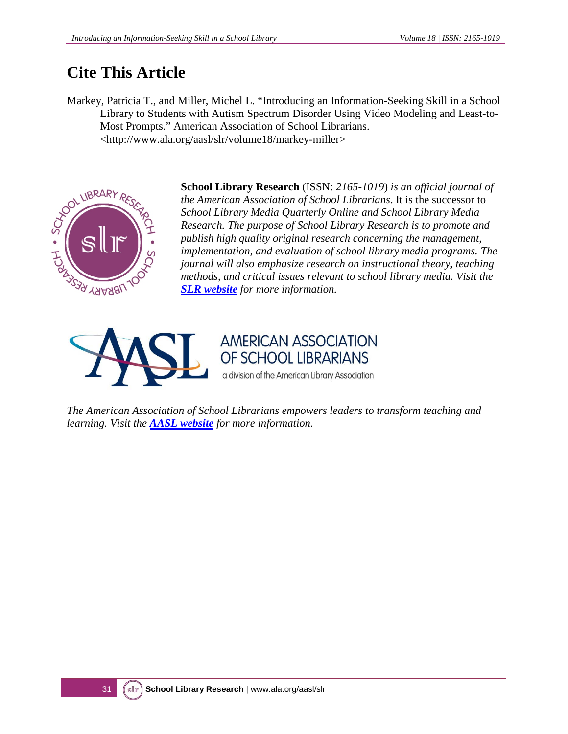# Cite This Article

Markey, Patricia T., and Miller, Michel L. "Introducing an Information-Seeking Skill in a School Library to Students with Autism Spectrum Disorder Using Video Modeling and Least-to-Most Prompts." American Association of School Librarians. <http://www.ala.org/aasl/slr/volume18/markey-miller>

**School Library Research** (ISSN: *2165-1019*) *is an official journal of the American Association of School Librarians*. It is the successor to *School Library Media Quarterly Online and School Library Media Research. The purpose of School Library Research is to promote and publish high quality original research concerning the management, implementation, and evaluation of school library media programs. The journal will also emphasize research on instructional theory, teaching methods, and critical issues relevant to school library media. Visit the* ***SLR website*** *for more information.*

AMERICAN ASSOCIATION OF SCHOOL LIBRARIANS

a division of the American Library Association

*The American Association of School Librarians empowers leaders to transform teaching and learning. Visit the* ***AASL website*** *for more information.*